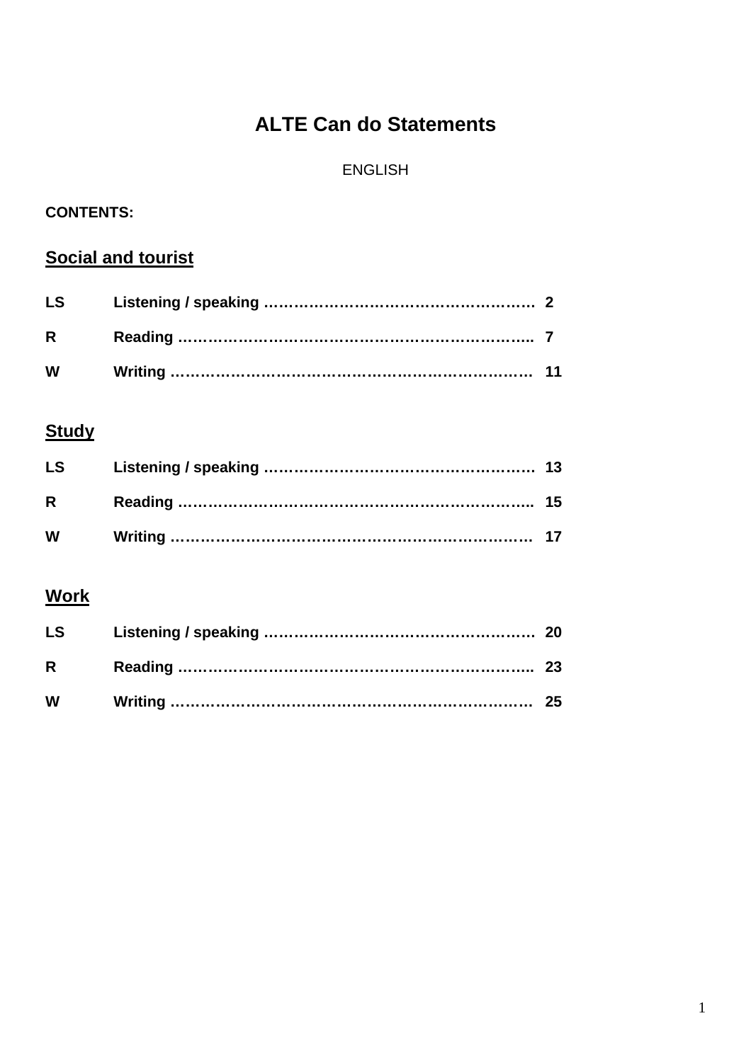# ALTE Can do Statements

ENGLISH

**CONTENTS:**

## Social and tourist

| | | |
|---|---|---|
| **LS** | **Listening / speaking** | **2** |
| **R** | **Reading** | **7** |
| **W** | **Writing** | **11** |

## Study

| | | |
|---|---|---|
| **LS** | **Listening / speaking** | **13** |
| **R** | **Reading** | **15** |
| **W** | **Writing** | **17** |

## Work

| | | |
|---|---|---|
| **LS** | **Listening / speaking** | **20** |
| **R** | **Reading** | **23** |
| **W** | **Writing** | **25** |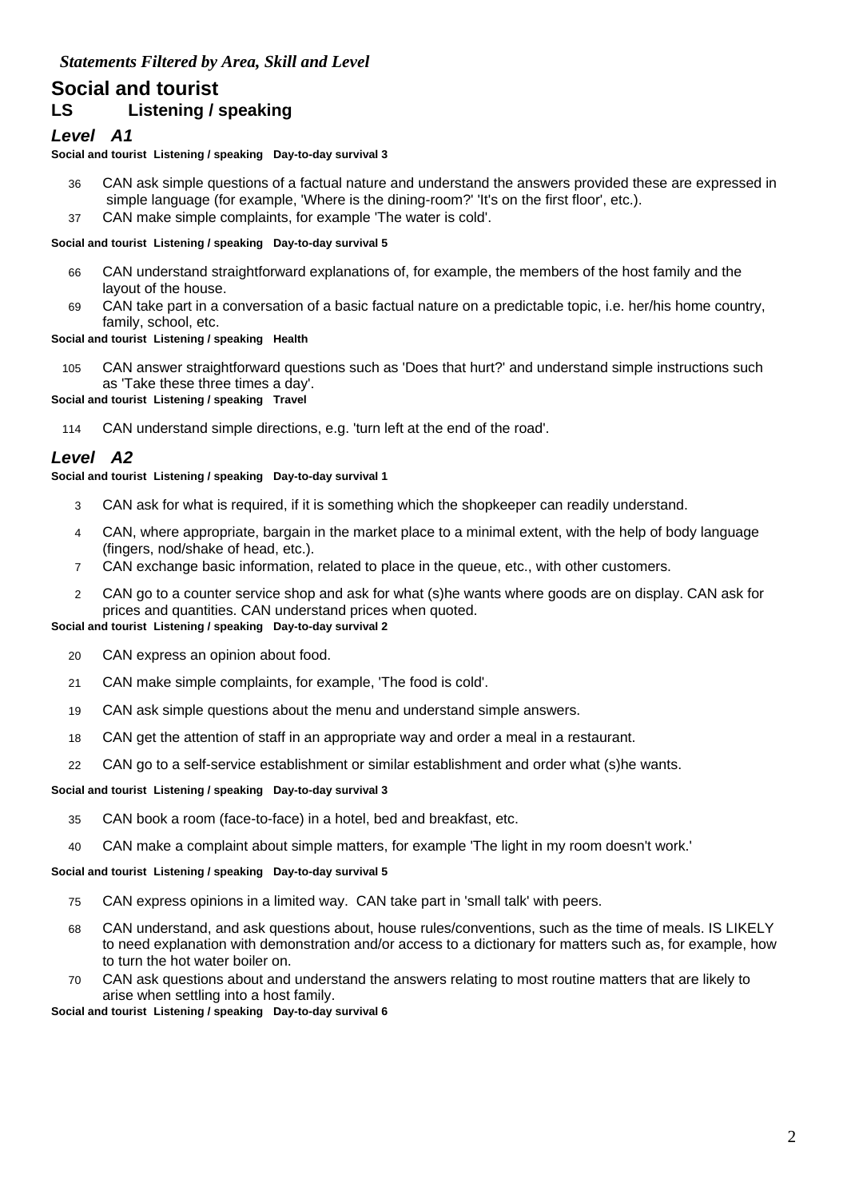*Statements Filtered by Area, Skill and Level*

# Social and tourist

## LS Listening / speaking

### *Level A1*

**Social and tourist Listening / speaking Day-to-day survival 3**

36 CAN ask simple questions of a factual nature and understand the answers provided these are expressed in simple language (for example, 'Where is the dining-room?' 'It's on the first floor', etc.).

37 CAN make simple complaints, for example 'The water is cold'.

**Social and tourist Listening / speaking Day-to-day survival 5**

66 CAN understand straightforward explanations of, for example, the members of the host family and the layout of the house.

69 CAN take part in a conversation of a basic factual nature on a predictable topic, i.e. her/his home country, family, school, etc.

**Social and tourist Listening / speaking Health**

105 CAN answer straightforward questions such as 'Does that hurt?' and understand simple instructions such as 'Take these three times a day'.

**Social and tourist Listening / speaking Travel**

114 CAN understand simple directions, e.g. 'turn left at the end of the road'.

### *Level A2*

**Social and tourist Listening / speaking Day-to-day survival 1**

3 CAN ask for what is required, if it is something which the shopkeeper can readily understand.

4 CAN, where appropriate, bargain in the market place to a minimal extent, with the help of body language (fingers, nod/shake of head, etc.).

7 CAN exchange basic information, related to place in the queue, etc., with other customers.

2 CAN go to a counter service shop and ask for what (s)he wants where goods are on display. CAN ask for prices and quantities. CAN understand prices when quoted.

**Social and tourist Listening / speaking Day-to-day survival 2**

20 CAN express an opinion about food.

21 CAN make simple complaints, for example, 'The food is cold'.

19 CAN ask simple questions about the menu and understand simple answers.

18 CAN get the attention of staff in an appropriate way and order a meal in a restaurant.

22 CAN go to a self-service establishment or similar establishment and order what (s)he wants.

**Social and tourist Listening / speaking Day-to-day survival 3**

35 CAN book a room (face-to-face) in a hotel, bed and breakfast, etc.

40 CAN make a complaint about simple matters, for example 'The light in my room doesn't work.'

**Social and tourist Listening / speaking Day-to-day survival 5**

75 CAN express opinions in a limited way. CAN take part in 'small talk' with peers.

68 CAN understand, and ask questions about, house rules/conventions, such as the time of meals. IS LIKELY to need explanation with demonstration and/or access to a dictionary for matters such as, for example, how to turn the hot water boiler on.

70 CAN ask questions about and understand the answers relating to most routine matters that are likely to arise when settling into a host family.

**Social and tourist Listening / speaking Day-to-day survival 6**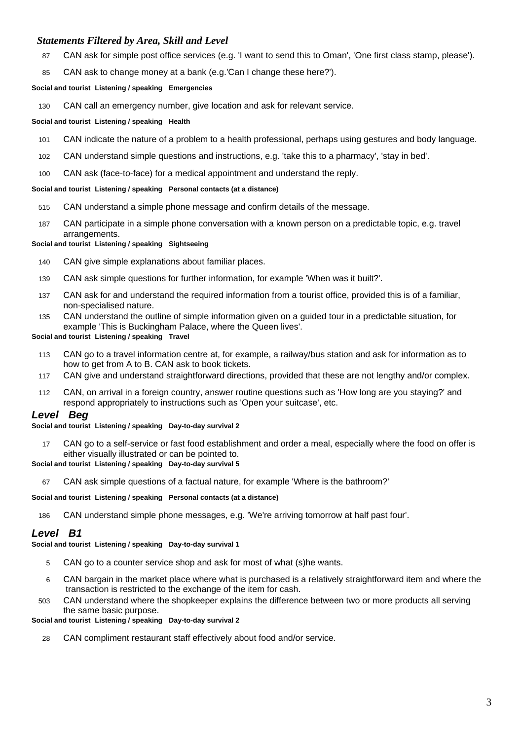*Statements Filtered by Area, Skill and Level*

87 CAN ask for simple post office services (e.g. 'I want to send this to Oman', 'One first class stamp, please').

85 CAN ask to change money at a bank (e.g.'Can I change these here?').

**Social and tourist Listening / speaking Emergencies**

130 CAN call an emergency number, give location and ask for relevant service.

**Social and tourist Listening / speaking Health**

101 CAN indicate the nature of a problem to a health professional, perhaps using gestures and body language.

102 CAN understand simple questions and instructions, e.g. 'take this to a pharmacy', 'stay in bed'.

100 CAN ask (face-to-face) for a medical appointment and understand the reply.

**Social and tourist Listening / speaking Personal contacts (at a distance)**

515 CAN understand a simple phone message and confirm details of the message.

187 CAN participate in a simple phone conversation with a known person on a predictable topic, e.g. travel arrangements.

**Social and tourist Listening / speaking Sightseeing**

140 CAN give simple explanations about familiar places.

139 CAN ask simple questions for further information, for example 'When was it built?'.

137 CAN ask for and understand the required information from a tourist office, provided this is of a familiar, non-specialised nature.

135 CAN understand the outline of simple information given on a guided tour in a predictable situation, for example 'This is Buckingham Palace, where the Queen lives'.

**Social and tourist Listening / speaking Travel**

113 CAN go to a travel information centre at, for example, a railway/bus station and ask for information as to how to get from A to B. CAN ask to book tickets.

117 CAN give and understand straightforward directions, provided that these are not lengthy and/or complex.

112 CAN, on arrival in a foreign country, answer routine questions such as 'How long are you staying?' and respond appropriately to instructions such as 'Open your suitcase', etc.

## Level Beg

**Social and tourist Listening / speaking Day-to-day survival 2**

17 CAN go to a self-service or fast food establishment and order a meal, especially where the food on offer is either visually illustrated or can be pointed to.

**Social and tourist Listening / speaking Day-to-day survival 5**

67 CAN ask simple questions of a factual nature, for example 'Where is the bathroom?'

**Social and tourist Listening / speaking Personal contacts (at a distance)**

186 CAN understand simple phone messages, e.g. 'We're arriving tomorrow at half past four'.

## Level B1

**Social and tourist Listening / speaking Day-to-day survival 1**

5 CAN go to a counter service shop and ask for most of what (s)he wants.

6 CAN bargain in the market place where what is purchased is a relatively straightforward item and where the transaction is restricted to the exchange of the item for cash.

503 CAN understand where the shopkeeper explains the difference between two or more products all serving the same basic purpose.

**Social and tourist Listening / speaking Day-to-day survival 2**

28 CAN compliment restaurant staff effectively about food and/or service.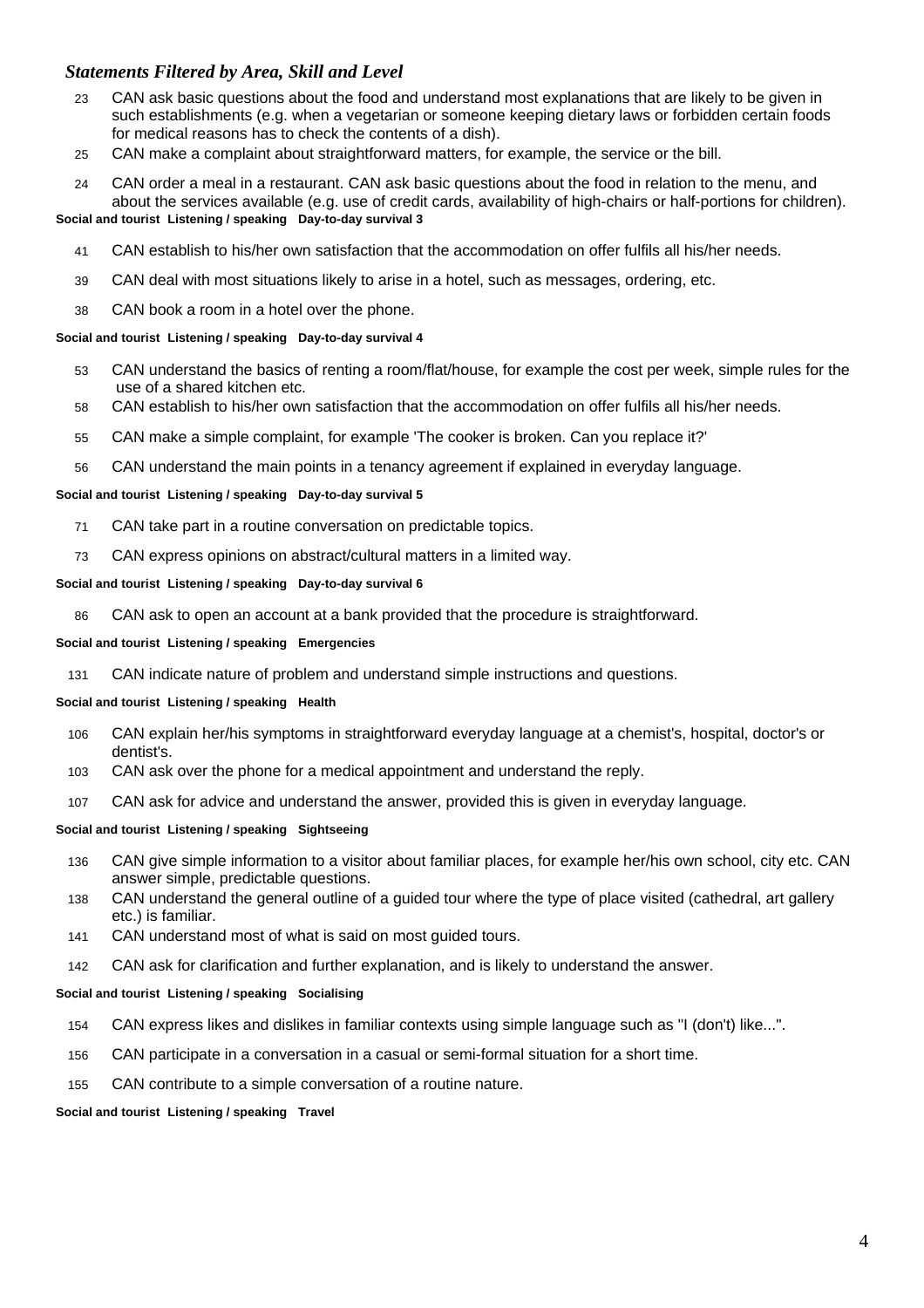### *Statements Filtered by Area, Skill and Level*

23 CAN ask basic questions about the food and understand most explanations that are likely to be given in such establishments (e.g. when a vegetarian or someone keeping dietary laws or forbidden certain foods for medical reasons has to check the contents of a dish).

25 CAN make a complaint about straightforward matters, for example, the service or the bill.

24 CAN order a meal in a restaurant. CAN ask basic questions about the food in relation to the menu, and about the services available (e.g. use of credit cards, availability of high-chairs or half-portions for children).

**Social and tourist Listening / speaking Day-to-day survival 3**

41 CAN establish to his/her own satisfaction that the accommodation on offer fulfils all his/her needs.

39 CAN deal with most situations likely to arise in a hotel, such as messages, ordering, etc.

38 CAN book a room in a hotel over the phone.

**Social and tourist Listening / speaking Day-to-day survival 4**

53 CAN understand the basics of renting a room/flat/house, for example the cost per week, simple rules for the use of a shared kitchen etc.

58 CAN establish to his/her own satisfaction that the accommodation on offer fulfils all his/her needs.

55 CAN make a simple complaint, for example 'The cooker is broken. Can you replace it?'

56 CAN understand the main points in a tenancy agreement if explained in everyday language.

**Social and tourist Listening / speaking Day-to-day survival 5**

71 CAN take part in a routine conversation on predictable topics.

73 CAN express opinions on abstract/cultural matters in a limited way.

**Social and tourist Listening / speaking Day-to-day survival 6**

86 CAN ask to open an account at a bank provided that the procedure is straightforward.

**Social and tourist Listening / speaking Emergencies**

131 CAN indicate nature of problem and understand simple instructions and questions.

**Social and tourist Listening / speaking Health**

106 CAN explain her/his symptoms in straightforward everyday language at a chemist's, hospital, doctor's or dentist's.

103 CAN ask over the phone for a medical appointment and understand the reply.

107 CAN ask for advice and understand the answer, provided this is given in everyday language.

**Social and tourist Listening / speaking Sightseeing**

136 CAN give simple information to a visitor about familiar places, for example her/his own school, city etc. CAN answer simple, predictable questions.

138 CAN understand the general outline of a guided tour where the type of place visited (cathedral, art gallery etc.) is familiar.

141 CAN understand most of what is said on most guided tours.

142 CAN ask for clarification and further explanation, and is likely to understand the answer.

**Social and tourist Listening / speaking Socialising**

154 CAN express likes and dislikes in familiar contexts using simple language such as "I (don't) like...".

156 CAN participate in a conversation in a casual or semi-formal situation for a short time.

155 CAN contribute to a simple conversation of a routine nature.

**Social and tourist Listening / speaking Travel**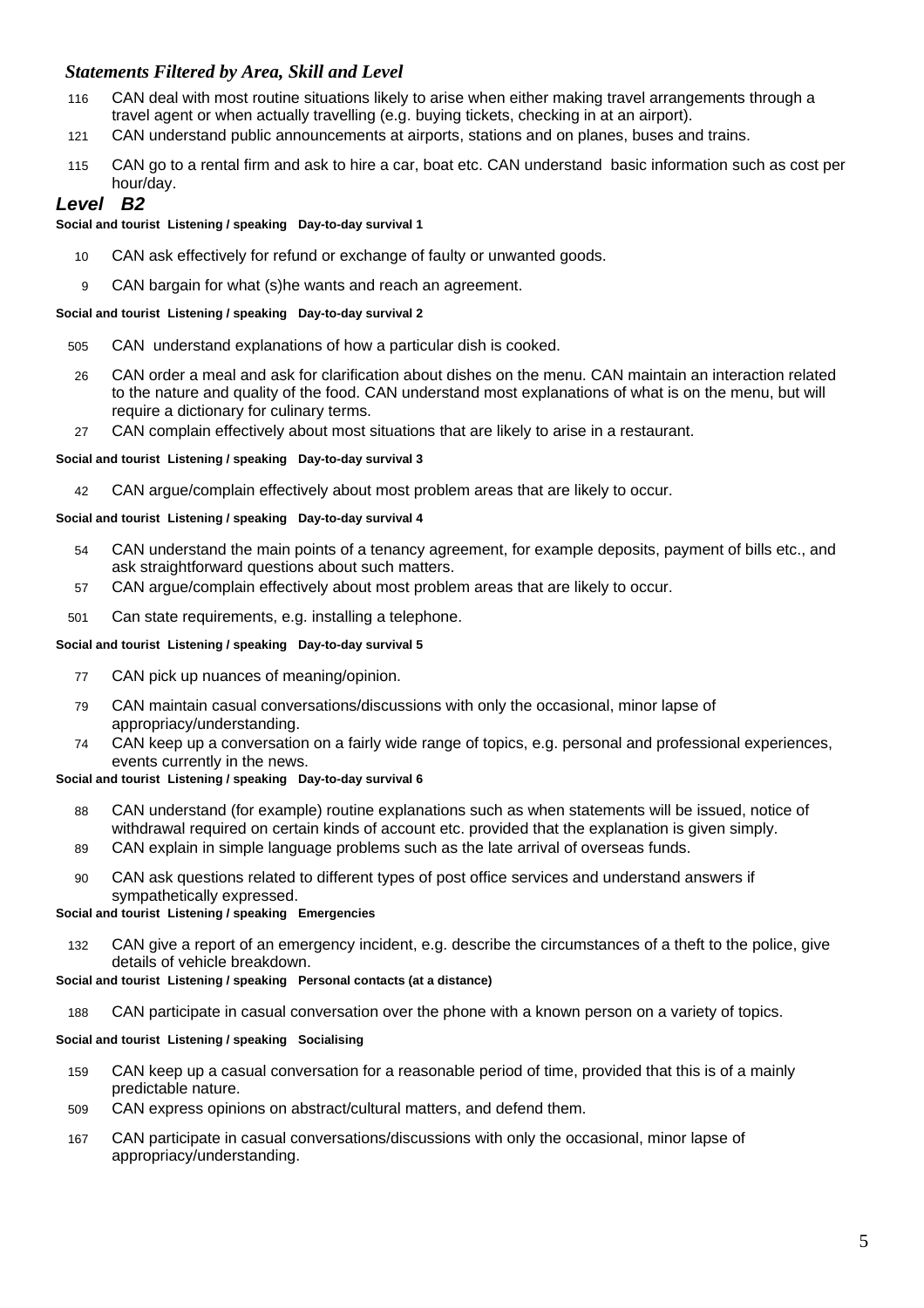*Statements Filtered by Area, Skill and Level*

116 CAN deal with most routine situations likely to arise when either making travel arrangements through a travel agent or when actually travelling (e.g. buying tickets, checking in at an airport).

121 CAN understand public announcements at airports, stations and on planes, buses and trains.

115 CAN go to a rental firm and ask to hire a car, boat etc. CAN understand basic information such as cost per hour/day.

## *Level B2*

**Social and tourist Listening / speaking Day-to-day survival 1**

10 CAN ask effectively for refund or exchange of faulty or unwanted goods.

9 CAN bargain for what (s)he wants and reach an agreement.

**Social and tourist Listening / speaking Day-to-day survival 2**

505 CAN understand explanations of how a particular dish is cooked.

26 CAN order a meal and ask for clarification about dishes on the menu. CAN maintain an interaction related to the nature and quality of the food. CAN understand most explanations of what is on the menu, but will require a dictionary for culinary terms.

27 CAN complain effectively about most situations that are likely to arise in a restaurant.

**Social and tourist Listening / speaking Day-to-day survival 3**

42 CAN argue/complain effectively about most problem areas that are likely to occur.

**Social and tourist Listening / speaking Day-to-day survival 4**

54 CAN understand the main points of a tenancy agreement, for example deposits, payment of bills etc., and ask straightforward questions about such matters.

57 CAN argue/complain effectively about most problem areas that are likely to occur.

501 Can state requirements, e.g. installing a telephone.

**Social and tourist Listening / speaking Day-to-day survival 5**

77 CAN pick up nuances of meaning/opinion.

79 CAN maintain casual conversations/discussions with only the occasional, minor lapse of appropriacy/understanding.

74 CAN keep up a conversation on a fairly wide range of topics, e.g. personal and professional experiences, events currently in the news.

**Social and tourist Listening / speaking Day-to-day survival 6**

88 CAN understand (for example) routine explanations such as when statements will be issued, notice of withdrawal required on certain kinds of account etc. provided that the explanation is given simply.

89 CAN explain in simple language problems such as the late arrival of overseas funds.

90 CAN ask questions related to different types of post office services and understand answers if sympathetically expressed.

**Social and tourist Listening / speaking Emergencies**

132 CAN give a report of an emergency incident, e.g. describe the circumstances of a theft to the police, give details of vehicle breakdown.

**Social and tourist Listening / speaking Personal contacts (at a distance)**

188 CAN participate in casual conversation over the phone with a known person on a variety of topics.

**Social and tourist Listening / speaking Socialising**

159 CAN keep up a casual conversation for a reasonable period of time, provided that this is of a mainly predictable nature.

509 CAN express opinions on abstract/cultural matters, and defend them.

167 CAN participate in casual conversations/discussions with only the occasional, minor lapse of appropriacy/understanding.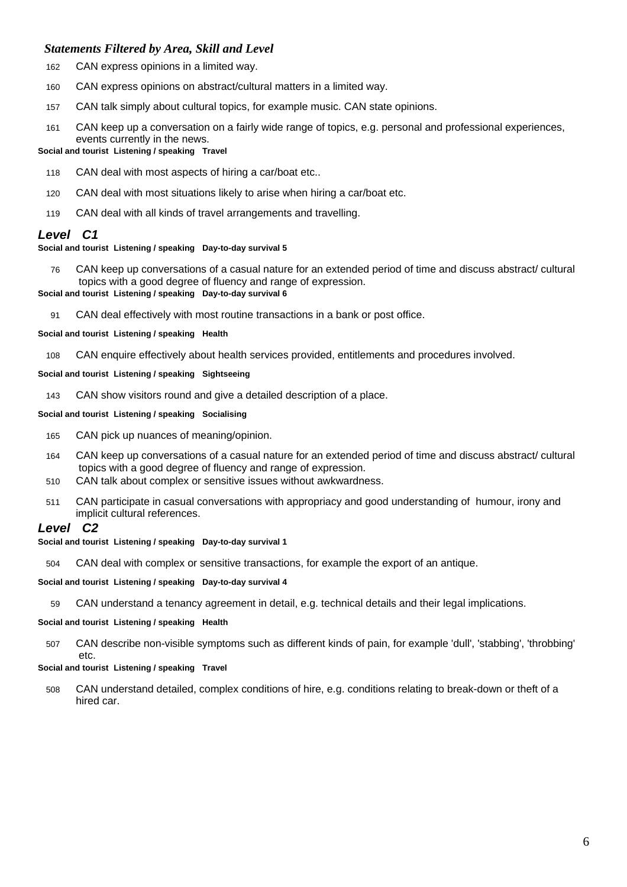*Statements Filtered by Area, Skill and Level*

162 CAN express opinions in a limited way.

160 CAN express opinions on abstract/cultural matters in a limited way.

157 CAN talk simply about cultural topics, for example music. CAN state opinions.

161 CAN keep up a conversation on a fairly wide range of topics, e.g. personal and professional experiences, events currently in the news.

**Social and tourist Listening / speaking Travel**

118 CAN deal with most aspects of hiring a car/boat etc..

120 CAN deal with most situations likely to arise when hiring a car/boat etc.

119 CAN deal with all kinds of travel arrangements and travelling.

### *Level C1*

**Social and tourist Listening / speaking Day-to-day survival 5**

76 CAN keep up conversations of a casual nature for an extended period of time and discuss abstract/ cultural topics with a good degree of fluency and range of expression.

**Social and tourist Listening / speaking Day-to-day survival 6**

91 CAN deal effectively with most routine transactions in a bank or post office.

**Social and tourist Listening / speaking Health**

108 CAN enquire effectively about health services provided, entitlements and procedures involved.

**Social and tourist Listening / speaking Sightseeing**

143 CAN show visitors round and give a detailed description of a place.

**Social and tourist Listening / speaking Socialising**

165 CAN pick up nuances of meaning/opinion.

164 CAN keep up conversations of a casual nature for an extended period of time and discuss abstract/ cultural topics with a good degree of fluency and range of expression.

510 CAN talk about complex or sensitive issues without awkwardness.

511 CAN participate in casual conversations with appropriacy and good understanding of humour, irony and implicit cultural references.

### *Level C2*

**Social and tourist Listening / speaking Day-to-day survival 1**

504 CAN deal with complex or sensitive transactions, for example the export of an antique.

**Social and tourist Listening / speaking Day-to-day survival 4**

59 CAN understand a tenancy agreement in detail, e.g. technical details and their legal implications.

**Social and tourist Listening / speaking Health**

507 CAN describe non-visible symptoms such as different kinds of pain, for example 'dull', 'stabbing', 'throbbing' etc.

**Social and tourist Listening / speaking Travel**

508 CAN understand detailed, complex conditions of hire, e.g. conditions relating to break-down or theft of a hired car.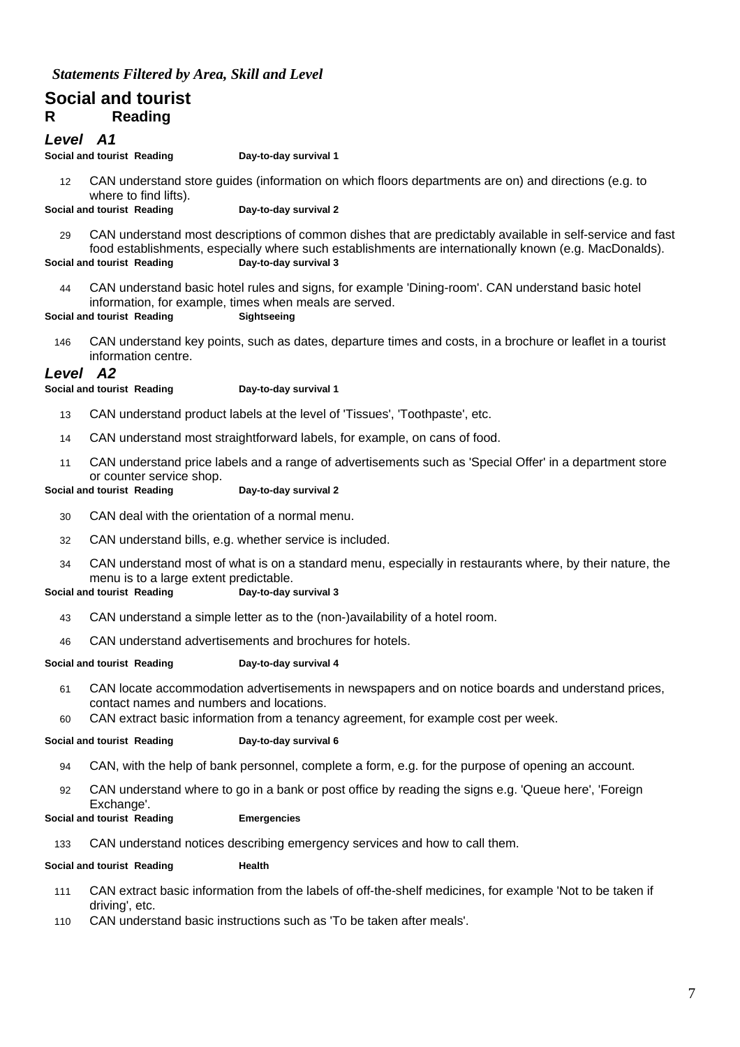*Statements Filtered by Area, Skill and Level*

## Social and tourist

**R Reading**

### *Level A1*

**Social and tourist Reading Day-to-day survival 1**

12 CAN understand store guides (information on which floors departments are on) and directions (e.g. to where to find lifts).

**Social and tourist Reading Day-to-day survival 2**

29 CAN understand most descriptions of common dishes that are predictably available in self-service and fast food establishments, especially where such establishments are internationally known (e.g. MacDonalds).

**Social and tourist Reading Day-to-day survival 3**

44 CAN understand basic hotel rules and signs, for example 'Dining-room'. CAN understand basic hotel information, for example, times when meals are served.

**Social and tourist Reading Sightseeing**

146 CAN understand key points, such as dates, departure times and costs, in a brochure or leaflet in a tourist information centre.

### *Level A2*

**Social and tourist Reading Day-to-day survival 1**

13 CAN understand product labels at the level of 'Tissues', 'Toothpaste', etc.

14 CAN understand most straightforward labels, for example, on cans of food.

11 CAN understand price labels and a range of advertisements such as 'Special Offer' in a department store or counter service shop.

**Social and tourist Reading Day-to-day survival 2**

30 CAN deal with the orientation of a normal menu.

32 CAN understand bills, e.g. whether service is included.

34 CAN understand most of what is on a standard menu, especially in restaurants where, by their nature, the menu is to a large extent predictable.

**Social and tourist Reading Day-to-day survival 3**

43 CAN understand a simple letter as to the (non-)availability of a hotel room.

46 CAN understand advertisements and brochures for hotels.

**Social and tourist Reading Day-to-day survival 4**

61 CAN locate accommodation advertisements in newspapers and on notice boards and understand prices, contact names and numbers and locations.

60 CAN extract basic information from a tenancy agreement, for example cost per week.

**Social and tourist Reading Day-to-day survival 6**

94 CAN, with the help of bank personnel, complete a form, e.g. for the purpose of opening an account.

92 CAN understand where to go in a bank or post office by reading the signs e.g. 'Queue here', 'Foreign Exchange'.

**Social and tourist Reading Emergencies**

133 CAN understand notices describing emergency services and how to call them.

**Social and tourist Reading Health**

111 CAN extract basic information from the labels of off-the-shelf medicines, for example 'Not to be taken if driving', etc.

110 CAN understand basic instructions such as 'To be taken after meals'.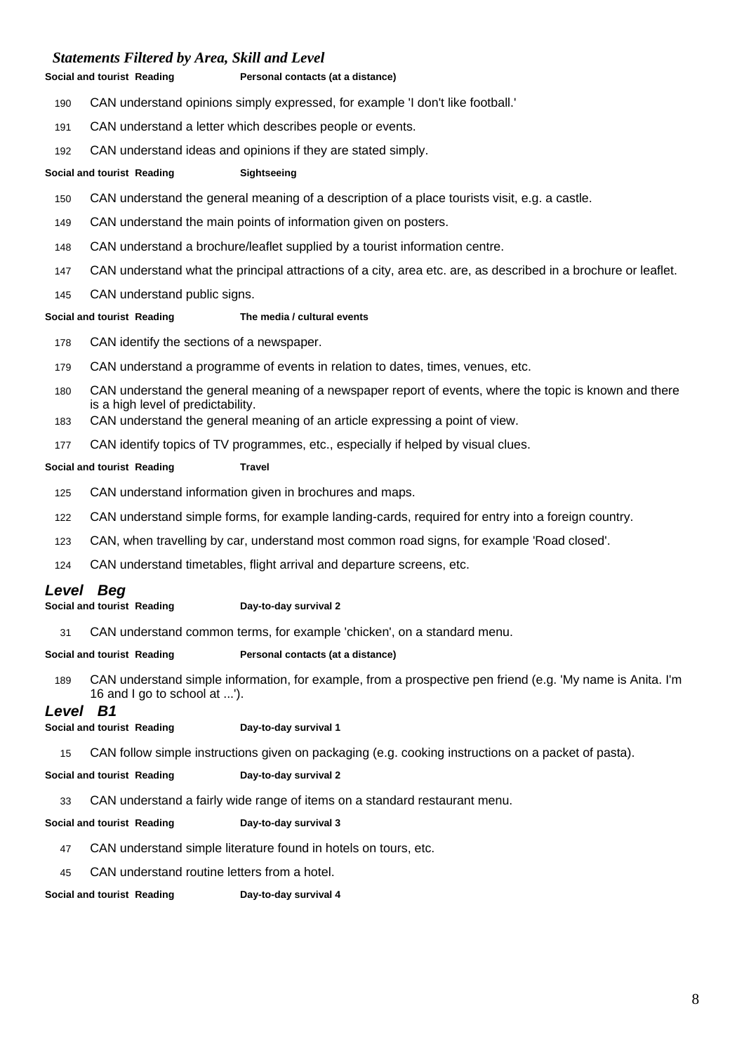*Statements Filtered by Area, Skill and Level*

**Social and tourist Reading** **Personal contacts (at a distance)**

190 CAN understand opinions simply expressed, for example 'I don't like football.'

191 CAN understand a letter which describes people or events.

192 CAN understand ideas and opinions if they are stated simply.

**Social and tourist Reading** **Sightseeing**

150 CAN understand the general meaning of a description of a place tourists visit, e.g. a castle.

149 CAN understand the main points of information given on posters.

148 CAN understand a brochure/leaflet supplied by a tourist information centre.

147 CAN understand what the principal attractions of a city, area etc. are, as described in a brochure or leaflet.

145 CAN understand public signs.

**Social and tourist Reading** **The media / cultural events**

178 CAN identify the sections of a newspaper.

179 CAN understand a programme of events in relation to dates, times, venues, etc.

180 CAN understand the general meaning of a newspaper report of events, where the topic is known and there is a high level of predictability.

183 CAN understand the general meaning of an article expressing a point of view.

177 CAN identify topics of TV programmes, etc., especially if helped by visual clues.

**Social and tourist Reading** **Travel**

125 CAN understand information given in brochures and maps.

122 CAN understand simple forms, for example landing-cards, required for entry into a foreign country.

123 CAN, when travelling by car, understand most common road signs, for example 'Road closed'.

124 CAN understand timetables, flight arrival and departure screens, etc.

## Level Beg

**Social and tourist Reading** **Day-to-day survival 2**

31 CAN understand common terms, for example 'chicken', on a standard menu.

**Social and tourist Reading** **Personal contacts (at a distance)**

189 CAN understand simple information, for example, from a prospective pen friend (e.g. 'My name is Anita. I'm 16 and I go to school at ...').

## Level B1

**Social and tourist Reading** **Day-to-day survival 1**

15 CAN follow simple instructions given on packaging (e.g. cooking instructions on a packet of pasta).

**Social and tourist Reading** **Day-to-day survival 2**

33 CAN understand a fairly wide range of items on a standard restaurant menu.

**Social and tourist Reading** **Day-to-day survival 3**

47 CAN understand simple literature found in hotels on tours, etc.

45 CAN understand routine letters from a hotel.

**Social and tourist Reading** **Day-to-day survival 4**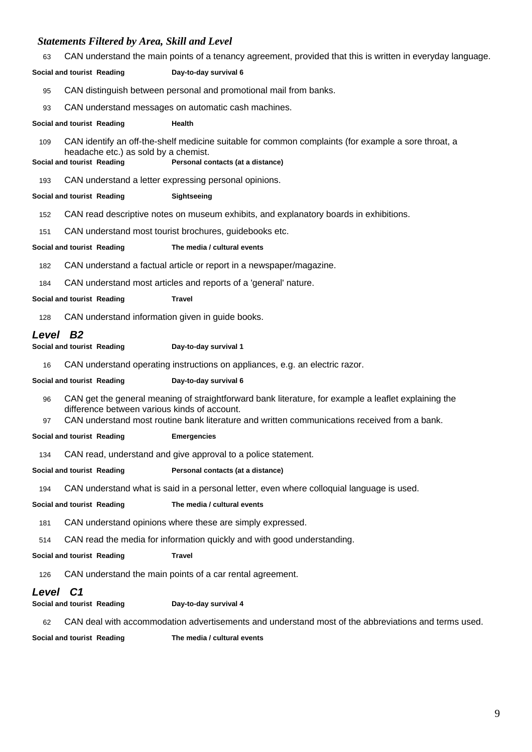*Statements Filtered by Area, Skill and Level*

63 CAN understand the main points of a tenancy agreement, provided that this is written in everyday language.

**Social and tourist Reading Day-to-day survival 6**

95 CAN distinguish between personal and promotional mail from banks.

93 CAN understand messages on automatic cash machines.

**Social and tourist Reading Health**

109 CAN identify an off-the-shelf medicine suitable for common complaints (for example a sore throat, a headache etc.) as sold by a chemist.

**Social and tourist Reading Personal contacts (at a distance)**

193 CAN understand a letter expressing personal opinions.

**Social and tourist Reading Sightseeing**

152 CAN read descriptive notes on museum exhibits, and explanatory boards in exhibitions.

151 CAN understand most tourist brochures, guidebooks etc.

**Social and tourist Reading The media / cultural events**

182 CAN understand a factual article or report in a newspaper/magazine.

184 CAN understand most articles and reports of a 'general' nature.

**Social and tourist Reading Travel**

128 CAN understand information given in guide books.

## Level B2

**Social and tourist Reading Day-to-day survival 1**

16 CAN understand operating instructions on appliances, e.g. an electric razor.

**Social and tourist Reading Day-to-day survival 6**

96 CAN get the general meaning of straightforward bank literature, for example a leaflet explaining the difference between various kinds of account.

97 CAN understand most routine bank literature and written communications received from a bank.

**Social and tourist Reading Emergencies**

134 CAN read, understand and give approval to a police statement.

**Social and tourist Reading Personal contacts (at a distance)**

194 CAN understand what is said in a personal letter, even where colloquial language is used.

**Social and tourist Reading The media / cultural events**

181 CAN understand opinions where these are simply expressed.

514 CAN read the media for information quickly and with good understanding.

**Social and tourist Reading Travel**

126 CAN understand the main points of a car rental agreement.

## Level C1

**Social and tourist Reading Day-to-day survival 4**

62 CAN deal with accommodation advertisements and understand most of the abbreviations and terms used.

**Social and tourist Reading The media / cultural events**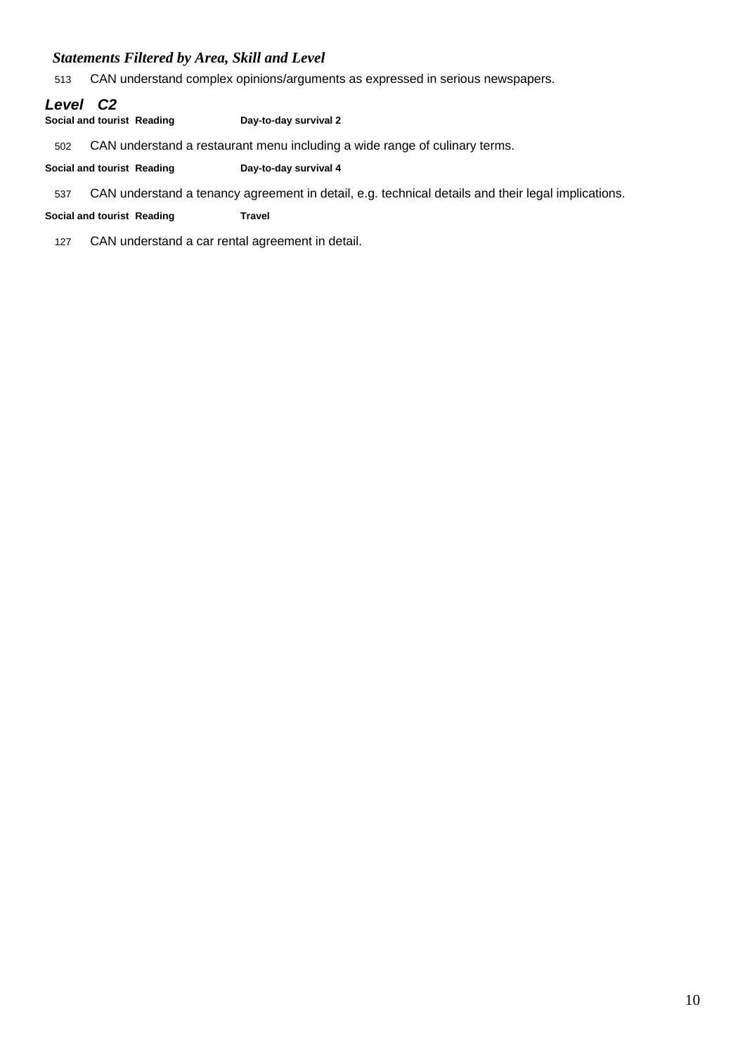*Statements Filtered by Area, Skill and Level*

513 CAN understand complex opinions/arguments as expressed in serious newspapers.

***Level C2***

**Social and tourist Reading Day-to-day survival 2**

502 CAN understand a restaurant menu including a wide range of culinary terms.

**Social and tourist Reading Day-to-day survival 4**

537 CAN understand a tenancy agreement in detail, e.g. technical details and their legal implications.

**Social and tourist Reading Travel**

127 CAN understand a car rental agreement in detail.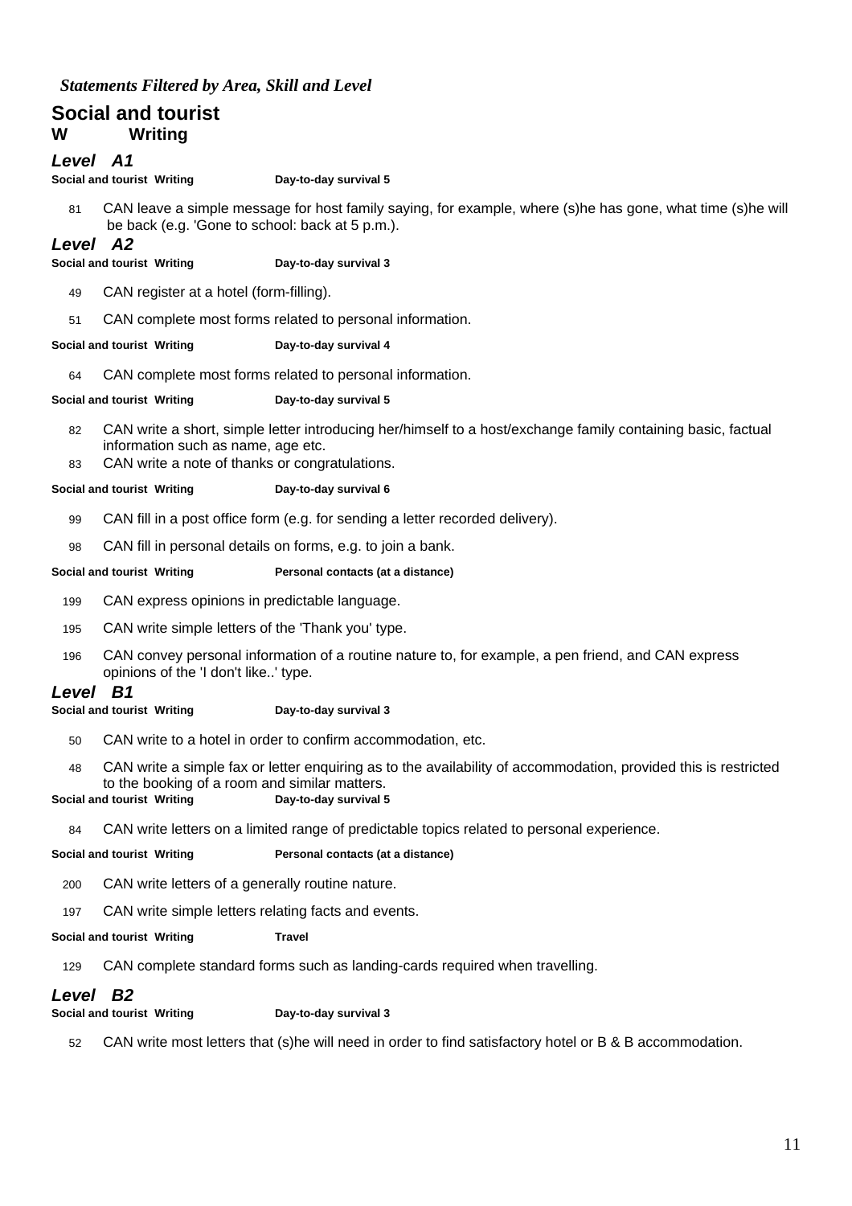*Statements Filtered by Area, Skill and Level*

## Social and tourist

**W Writing**

### *Level A1*

**Social and tourist Writing Day-to-day survival 5**

81 CAN leave a simple message for host family saying, for example, where (s)he has gone, what time (s)he will be back (e.g. 'Gone to school: back at 5 p.m.).

### *Level A2*

**Social and tourist Writing Day-to-day survival 3**

49 CAN register at a hotel (form-filling).

51 CAN complete most forms related to personal information.

**Social and tourist Writing Day-to-day survival 4**

64 CAN complete most forms related to personal information.

**Social and tourist Writing Day-to-day survival 5**

82 CAN write a short, simple letter introducing her/himself to a host/exchange family containing basic, factual information such as name, age etc.

83 CAN write a note of thanks or congratulations.

**Social and tourist Writing Day-to-day survival 6**

99 CAN fill in a post office form (e.g. for sending a letter recorded delivery).

98 CAN fill in personal details on forms, e.g. to join a bank.

**Social and tourist Writing Personal contacts (at a distance)**

199 CAN express opinions in predictable language.

195 CAN write simple letters of the 'Thank you' type.

196 CAN convey personal information of a routine nature to, for example, a pen friend, and CAN express opinions of the 'I don't like..' type.

### *Level B1*

**Social and tourist Writing Day-to-day survival 3**

50 CAN write to a hotel in order to confirm accommodation, etc.

48 CAN write a simple fax or letter enquiring as to the availability of accommodation, provided this is restricted to the booking of a room and similar matters.

**Social and tourist Writing Day-to-day survival 5**

84 CAN write letters on a limited range of predictable topics related to personal experience.

**Social and tourist Writing Personal contacts (at a distance)**

200 CAN write letters of a generally routine nature.

197 CAN write simple letters relating facts and events.

**Social and tourist Writing Travel**

129 CAN complete standard forms such as landing-cards required when travelling.

### *Level B2*

**Social and tourist Writing Day-to-day survival 3**

52 CAN write most letters that (s)he will need in order to find satisfactory hotel or B & B accommodation.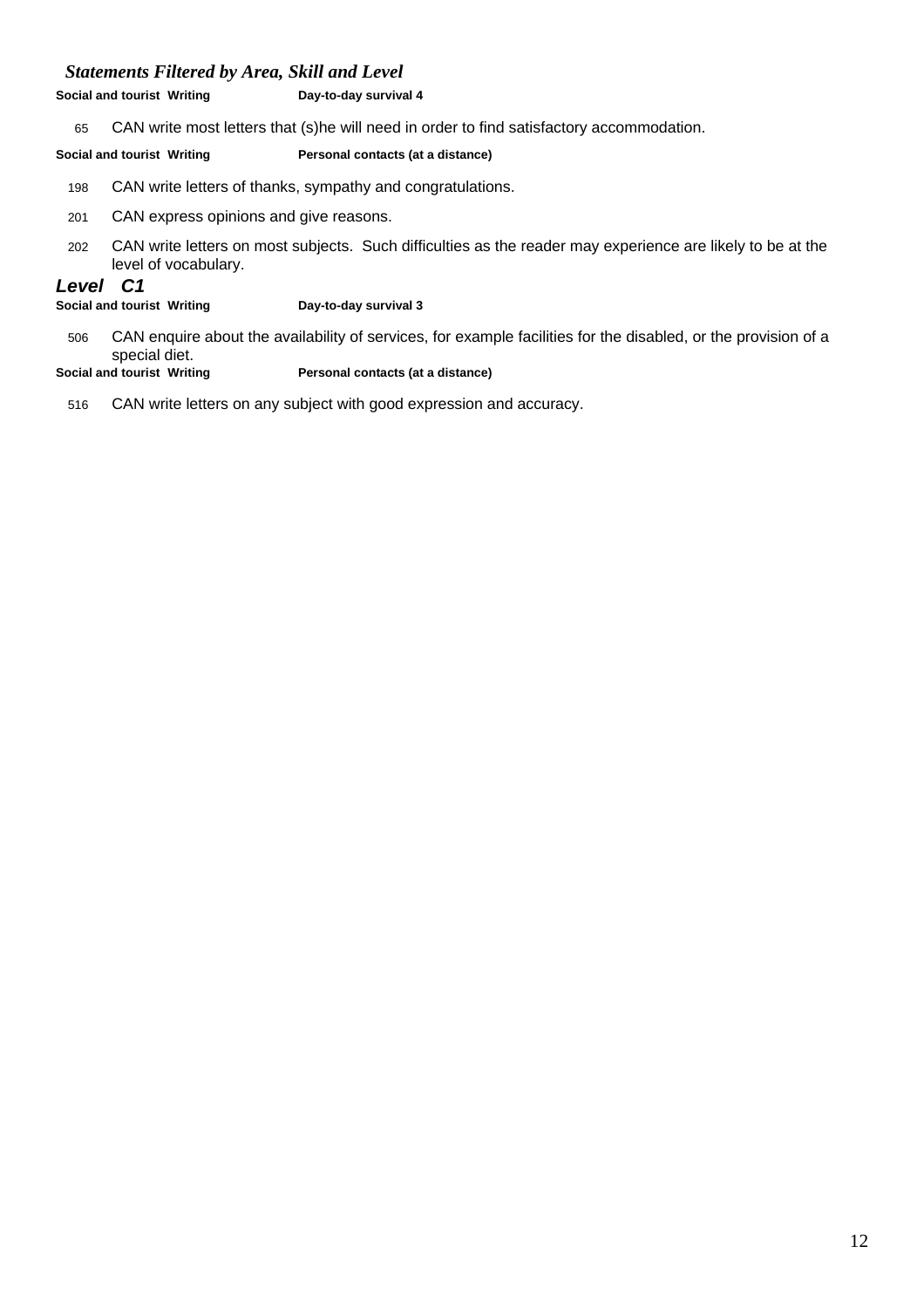### *Statements Filtered by Area, Skill and Level*

**Social and tourist Writing** **Day-to-day survival 4**

65 CAN write most letters that (s)he will need in order to find satisfactory accommodation.

**Social and tourist Writing** **Personal contacts (at a distance)**

198 CAN write letters of thanks, sympathy and congratulations.

201 CAN express opinions and give reasons.

202 CAN write letters on most subjects. Such difficulties as the reader may experience are likely to be at the level of vocabulary.

## ***Level C1***

**Social and tourist Writing** **Day-to-day survival 3**

506 CAN enquire about the availability of services, for example facilities for the disabled, or the provision of a special diet.

**Social and tourist Writing** **Personal contacts (at a distance)**

516 CAN write letters on any subject with good expression and accuracy.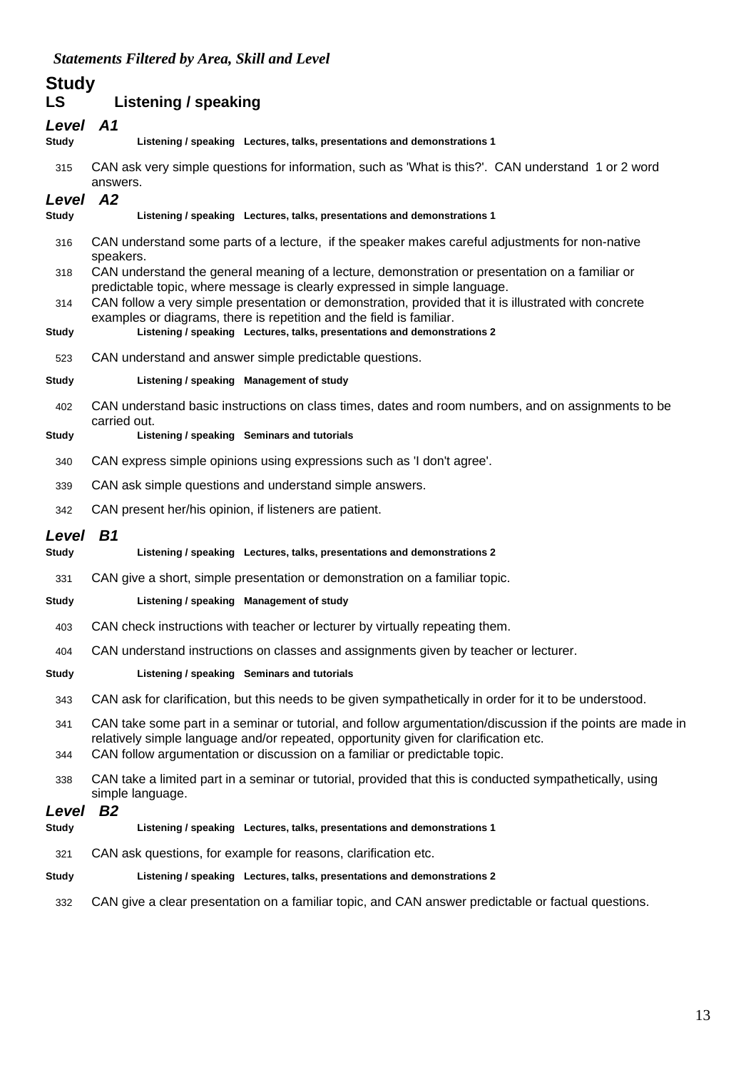*Statements Filtered by Area, Skill and Level*

# Study

## LS Listening / speaking

### *Level A1*

**Study** **Listening / speaking Lectures, talks, presentations and demonstrations 1**

315 CAN ask very simple questions for information, such as 'What is this?'. CAN understand 1 or 2 word answers.

### *Level A2*

**Study** **Listening / speaking Lectures, talks, presentations and demonstrations 1**

316 CAN understand some parts of a lecture, if the speaker makes careful adjustments for non-native speakers.

318 CAN understand the general meaning of a lecture, demonstration or presentation on a familiar or predictable topic, where message is clearly expressed in simple language.

314 CAN follow a very simple presentation or demonstration, provided that it is illustrated with concrete examples or diagrams, there is repetition and the field is familiar.

**Study** **Listening / speaking Lectures, talks, presentations and demonstrations 2**

523 CAN understand and answer simple predictable questions.

**Study** **Listening / speaking Management of study**

402 CAN understand basic instructions on class times, dates and room numbers, and on assignments to be carried out.

**Study** **Listening / speaking Seminars and tutorials**

340 CAN express simple opinions using expressions such as 'I don't agree'.

339 CAN ask simple questions and understand simple answers.

342 CAN present her/his opinion, if listeners are patient.

### *Level B1*

**Study** **Listening / speaking Lectures, talks, presentations and demonstrations 2**

331 CAN give a short, simple presentation or demonstration on a familiar topic.

**Study** **Listening / speaking Management of study**

403 CAN check instructions with teacher or lecturer by virtually repeating them.

404 CAN understand instructions on classes and assignments given by teacher or lecturer.

**Study** **Listening / speaking Seminars and tutorials**

343 CAN ask for clarification, but this needs to be given sympathetically in order for it to be understood.

341 CAN take some part in a seminar or tutorial, and follow argumentation/discussion if the points are made in relatively simple language and/or repeated, opportunity given for clarification etc.

344 CAN follow argumentation or discussion on a familiar or predictable topic.

338 CAN take a limited part in a seminar or tutorial, provided that this is conducted sympathetically, using simple language.

### *Level B2*

**Study** **Listening / speaking Lectures, talks, presentations and demonstrations 1**

321 CAN ask questions, for example for reasons, clarification etc.

**Study** **Listening / speaking Lectures, talks, presentations and demonstrations 2**

332 CAN give a clear presentation on a familiar topic, and CAN answer predictable or factual questions.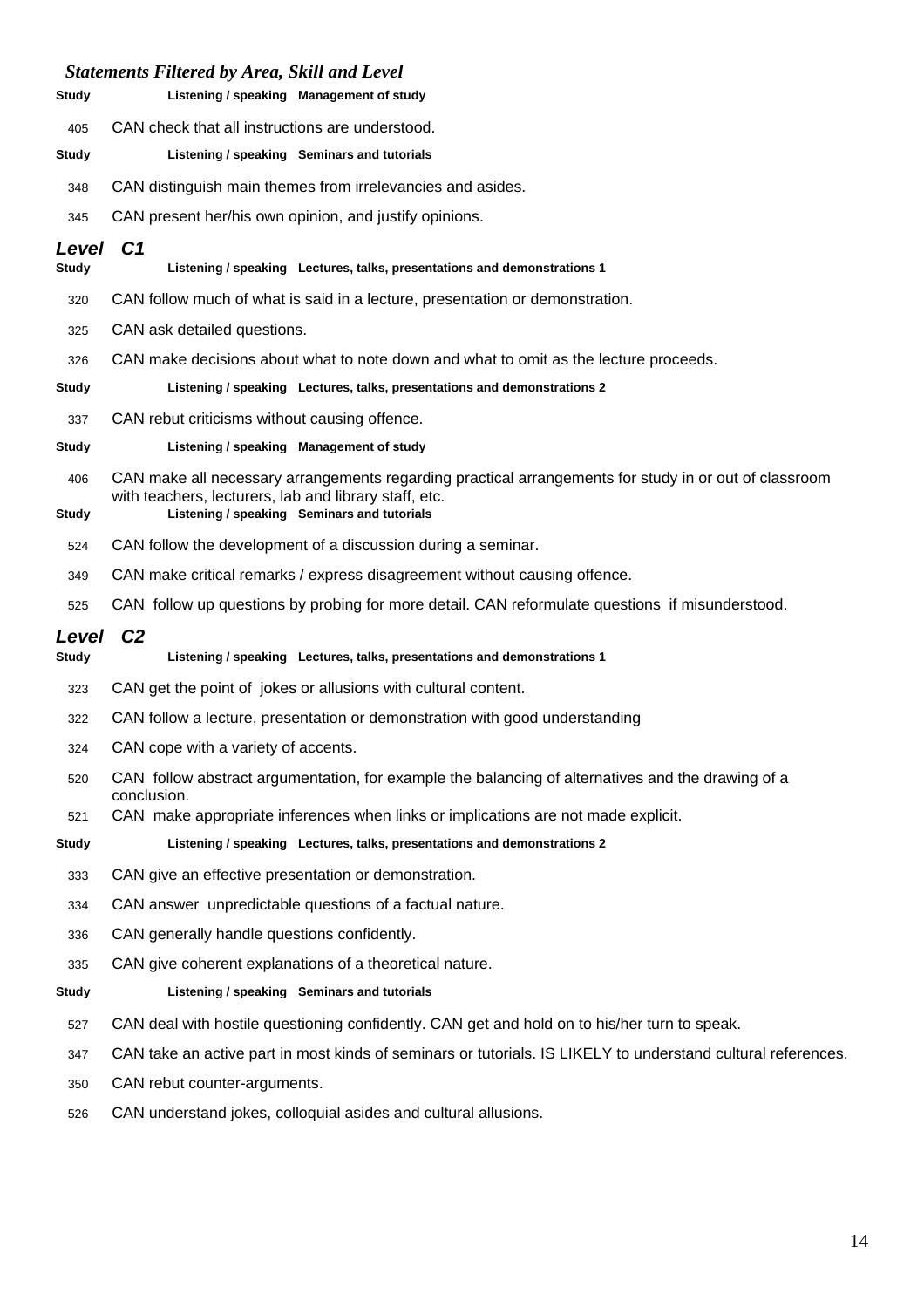*Statements Filtered by Area, Skill and Level*

**Study** **Listening / speaking Management of study**

405 CAN check that all instructions are understood.

**Study** **Listening / speaking Seminars and tutorials**

348 CAN distinguish main themes from irrelevancies and asides.

345 CAN present her/his own opinion, and justify opinions.

## *Level C1*

**Study** **Listening / speaking Lectures, talks, presentations and demonstrations 1**

320 CAN follow much of what is said in a lecture, presentation or demonstration.

325 CAN ask detailed questions.

326 CAN make decisions about what to note down and what to omit as the lecture proceeds.

**Study** **Listening / speaking Lectures, talks, presentations and demonstrations 2**

337 CAN rebut criticisms without causing offence.

**Study** **Listening / speaking Management of study**

406 CAN make all necessary arrangements regarding practical arrangements for study in or out of classroom with teachers, lecturers, lab and library staff, etc.

**Study** **Listening / speaking Seminars and tutorials**

524 CAN follow the development of a discussion during a seminar.

349 CAN make critical remarks / express disagreement without causing offence.

525 CAN follow up questions by probing for more detail. CAN reformulate questions if misunderstood.

## *Level C2*

**Study** **Listening / speaking Lectures, talks, presentations and demonstrations 1**

323 CAN get the point of jokes or allusions with cultural content.

322 CAN follow a lecture, presentation or demonstration with good understanding

324 CAN cope with a variety of accents.

520 CAN follow abstract argumentation, for example the balancing of alternatives and the drawing of a conclusion.

521 CAN make appropriate inferences when links or implications are not made explicit.

**Study** **Listening / speaking Lectures, talks, presentations and demonstrations 2**

333 CAN give an effective presentation or demonstration.

334 CAN answer unpredictable questions of a factual nature.

336 CAN generally handle questions confidently.

335 CAN give coherent explanations of a theoretical nature.

**Study** **Listening / speaking Seminars and tutorials**

527 CAN deal with hostile questioning confidently. CAN get and hold on to his/her turn to speak.

347 CAN take an active part in most kinds of seminars or tutorials. IS LIKELY to understand cultural references.

350 CAN rebut counter-arguments.

526 CAN understand jokes, colloquial asides and cultural allusions.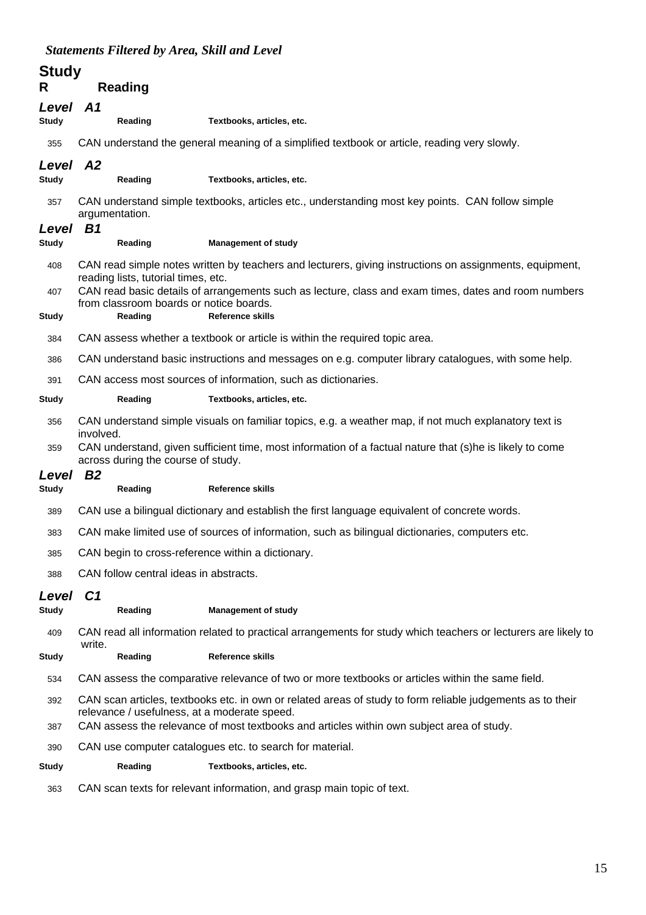*Statements Filtered by Area, Skill and Level*

# Study

## R Reading

### *Level A1*

**Study** **Reading** **Textbooks, articles, etc.**

355 CAN understand the general meaning of a simplified textbook or article, reading very slowly.

### *Level A2*

**Study** **Reading** **Textbooks, articles, etc.**

357 CAN understand simple textbooks, articles etc., understanding most key points. CAN follow simple argumentation.

### *Level B1*

**Study** **Reading** **Management of study**

408 CAN read simple notes written by teachers and lecturers, giving instructions on assignments, equipment, reading lists, tutorial times, etc.

407 CAN read basic details of arrangements such as lecture, class and exam times, dates and room numbers from classroom boards or notice boards.

**Study** **Reading** **Reference skills**

384 CAN assess whether a textbook or article is within the required topic area.

386 CAN understand basic instructions and messages on e.g. computer library catalogues, with some help.

391 CAN access most sources of information, such as dictionaries.

**Study** **Reading** **Textbooks, articles, etc.**

356 CAN understand simple visuals on familiar topics, e.g. a weather map, if not much explanatory text is involved.

359 CAN understand, given sufficient time, most information of a factual nature that (s)he is likely to come across during the course of study.

### *Level B2*

**Study** **Reading** **Reference skills**

389 CAN use a bilingual dictionary and establish the first language equivalent of concrete words.

383 CAN make limited use of sources of information, such as bilingual dictionaries, computers etc.

385 CAN begin to cross-reference within a dictionary.

388 CAN follow central ideas in abstracts.

### *Level C1*

**Study** **Reading** **Management of study**

409 CAN read all information related to practical arrangements for study which teachers or lecturers are likely to write.

**Study** **Reading** **Reference skills**

534 CAN assess the comparative relevance of two or more textbooks or articles within the same field.

392 CAN scan articles, textbooks etc. in own or related areas of study to form reliable judgements as to their relevance / usefulness, at a moderate speed.

387 CAN assess the relevance of most textbooks and articles within own subject area of study.

390 CAN use computer catalogues etc. to search for material.

**Study** **Reading** **Textbooks, articles, etc.**

363 CAN scan texts for relevant information, and grasp main topic of text.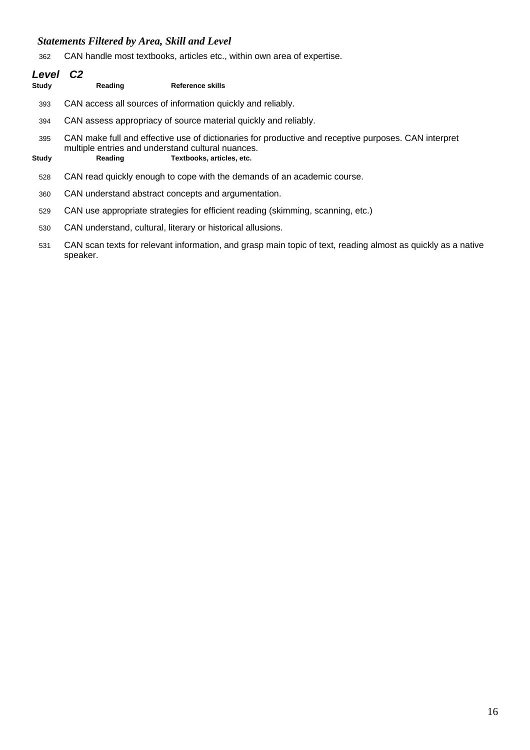*Statements Filtered by Area, Skill and Level*

362 CAN handle most textbooks, articles etc., within own area of expertise.

## *Level C2*

**Study** **Reading** **Reference skills**

393 CAN access all sources of information quickly and reliably.

394 CAN assess appropriacy of source material quickly and reliably.

395 CAN make full and effective use of dictionaries for productive and receptive purposes. CAN interpret multiple entries and understand cultural nuances.

**Study** **Reading** **Textbooks, articles, etc.**

528 CAN read quickly enough to cope with the demands of an academic course.

360 CAN understand abstract concepts and argumentation.

529 CAN use appropriate strategies for efficient reading (skimming, scanning, etc.)

530 CAN understand, cultural, literary or historical allusions.

531 CAN scan texts for relevant information, and grasp main topic of text, reading almost as quickly as a native speaker.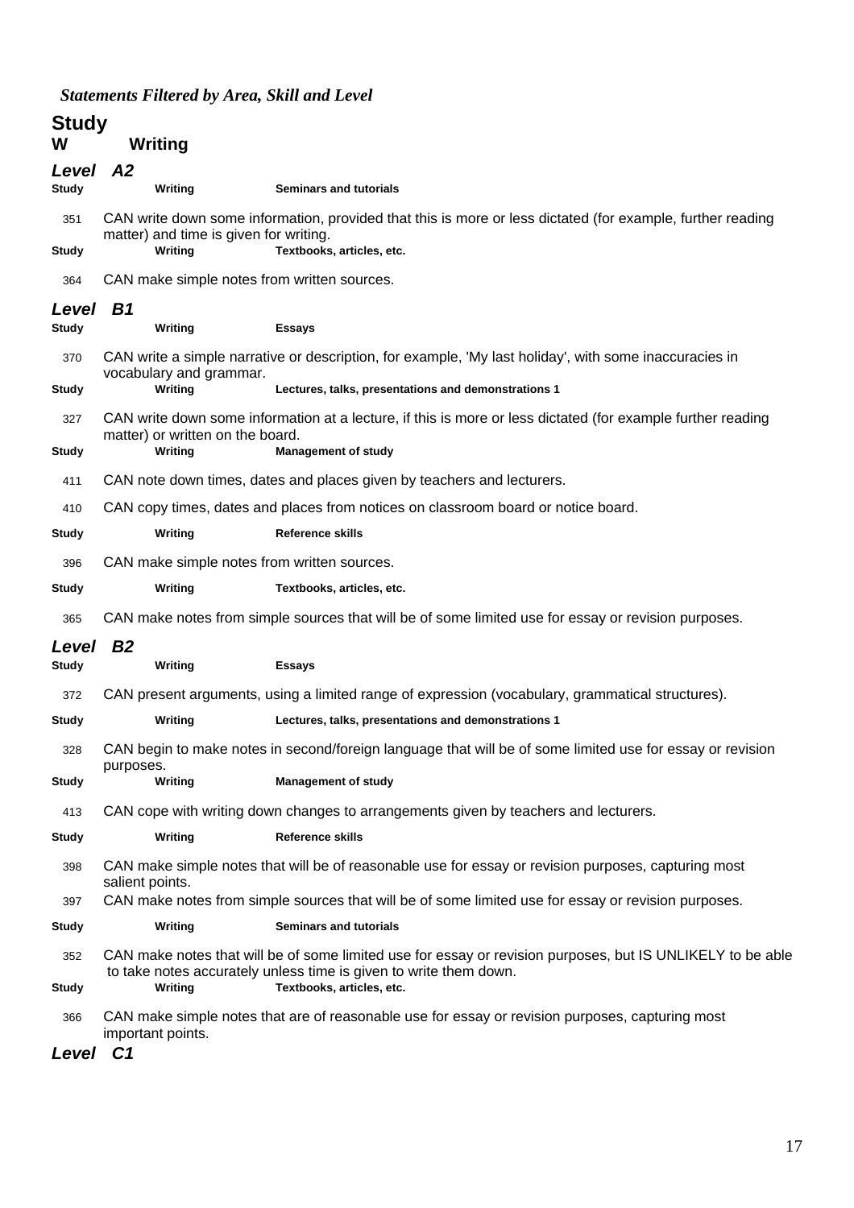*Statements Filtered by Area, Skill and Level*

# Study

## W Writing

### *Level A2*

**Study** **Writing** **Seminars and tutorials**

351 CAN write down some information, provided that this is more or less dictated (for example, further reading matter) and time is given for writing.

**Study** **Writing** **Textbooks, articles, etc.**

364 CAN make simple notes from written sources.

### *Level B1*

**Study** **Writing** **Essays**

370 CAN write a simple narrative or description, for example, 'My last holiday', with some inaccuracies in vocabulary and grammar.

**Study** **Writing** **Lectures, talks, presentations and demonstrations 1**

327 CAN write down some information at a lecture, if this is more or less dictated (for example further reading matter) or written on the board.

**Study** **Writing** **Management of study**

411 CAN note down times, dates and places given by teachers and lecturers.

410 CAN copy times, dates and places from notices on classroom board or notice board.

**Study** **Writing** **Reference skills**

396 CAN make simple notes from written sources.

**Study** **Writing** **Textbooks, articles, etc.**

365 CAN make notes from simple sources that will be of some limited use for essay or revision purposes.

### *Level B2*

**Study** **Writing** **Essays**

372 CAN present arguments, using a limited range of expression (vocabulary, grammatical structures).

**Study** **Writing** **Lectures, talks, presentations and demonstrations 1**

328 CAN begin to make notes in second/foreign language that will be of some limited use for essay or revision purposes.

**Study** **Writing** **Management of study**

413 CAN cope with writing down changes to arrangements given by teachers and lecturers.

**Study** **Writing** **Reference skills**

398 CAN make simple notes that will be of reasonable use for essay or revision purposes, capturing most salient points.

397 CAN make notes from simple sources that will be of some limited use for essay or revision purposes.

**Study** **Writing** **Seminars and tutorials**

352 CAN make notes that will be of some limited use for essay or revision purposes, but IS UNLIKELY to be able to take notes accurately unless time is given to write them down.

**Study** **Writing** **Textbooks, articles, etc.**

366 CAN make simple notes that are of reasonable use for essay or revision purposes, capturing most important points.

### *Level C1*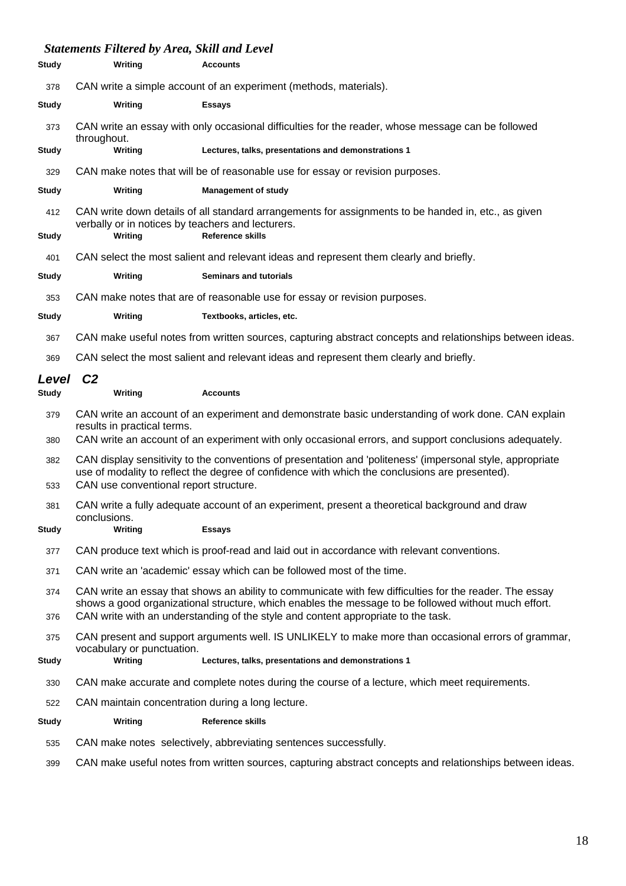### *Statements Filtered by Area, Skill and Level*

**Study** **Writing** **Accounts**

378 CAN write a simple account of an experiment (methods, materials).

**Study** **Writing** **Essays**

373 CAN write an essay with only occasional difficulties for the reader, whose message can be followed throughout.

**Study** **Writing** **Lectures, talks, presentations and demonstrations 1**

329 CAN make notes that will be of reasonable use for essay or revision purposes.

**Study** **Writing** **Management of study**

412 CAN write down details of all standard arrangements for assignments to be handed in, etc., as given verbally or in notices by teachers and lecturers.

**Study** **Writing** **Reference skills**

401 CAN select the most salient and relevant ideas and represent them clearly and briefly.

**Study** **Writing** **Seminars and tutorials**

353 CAN make notes that are of reasonable use for essay or revision purposes.

**Study** **Writing** **Textbooks, articles, etc.**

367 CAN make useful notes from written sources, capturing abstract concepts and relationships between ideas.

369 CAN select the most salient and relevant ideas and represent them clearly and briefly.

## *Level C2*

**Study** **Writing** **Accounts**

379 CAN write an account of an experiment and demonstrate basic understanding of work done. CAN explain results in practical terms.

380 CAN write an account of an experiment with only occasional errors, and support conclusions adequately.

382 CAN display sensitivity to the conventions of presentation and 'politeness' (impersonal style, appropriate use of modality to reflect the degree of confidence with which the conclusions are presented).

533 CAN use conventional report structure.

381 CAN write a fully adequate account of an experiment, present a theoretical background and draw conclusions.

**Study** **Writing** **Essays**

377 CAN produce text which is proof-read and laid out in accordance with relevant conventions.

371 CAN write an 'academic' essay which can be followed most of the time.

374 CAN write an essay that shows an ability to communicate with few difficulties for the reader. The essay shows a good organizational structure, which enables the message to be followed without much effort.

376 CAN write with an understanding of the style and content appropriate to the task.

375 CAN present and support arguments well. IS UNLIKELY to make more than occasional errors of grammar, vocabulary or punctuation.

**Study** **Writing** **Lectures, talks, presentations and demonstrations 1**

330 CAN make accurate and complete notes during the course of a lecture, which meet requirements.

522 CAN maintain concentration during a long lecture.

**Study** **Writing** **Reference skills**

535 CAN make notes selectively, abbreviating sentences successfully.

399 CAN make useful notes from written sources, capturing abstract concepts and relationships between ideas.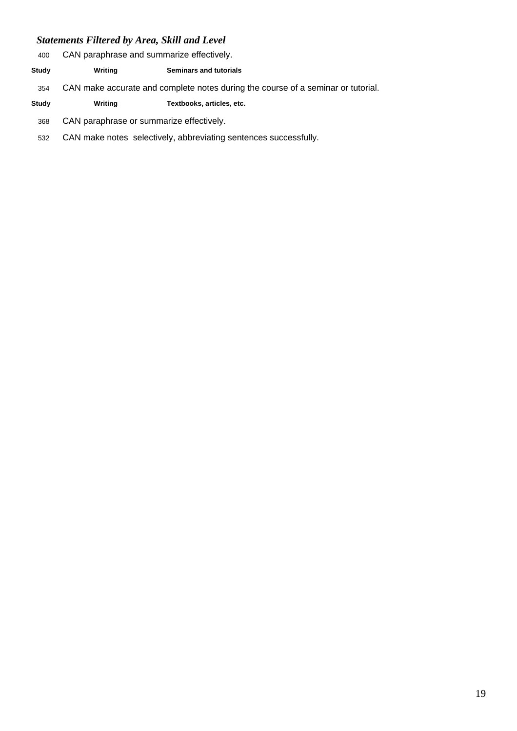### *Statements Filtered by Area, Skill and Level*

400 CAN paraphrase and summarize effectively.

**Study** **Writing** **Seminars and tutorials**

354 CAN make accurate and complete notes during the course of a seminar or tutorial.

**Study** **Writing** **Textbooks, articles, etc.**

368 CAN paraphrase or summarize effectively.

532 CAN make notes selectively, abbreviating sentences successfully.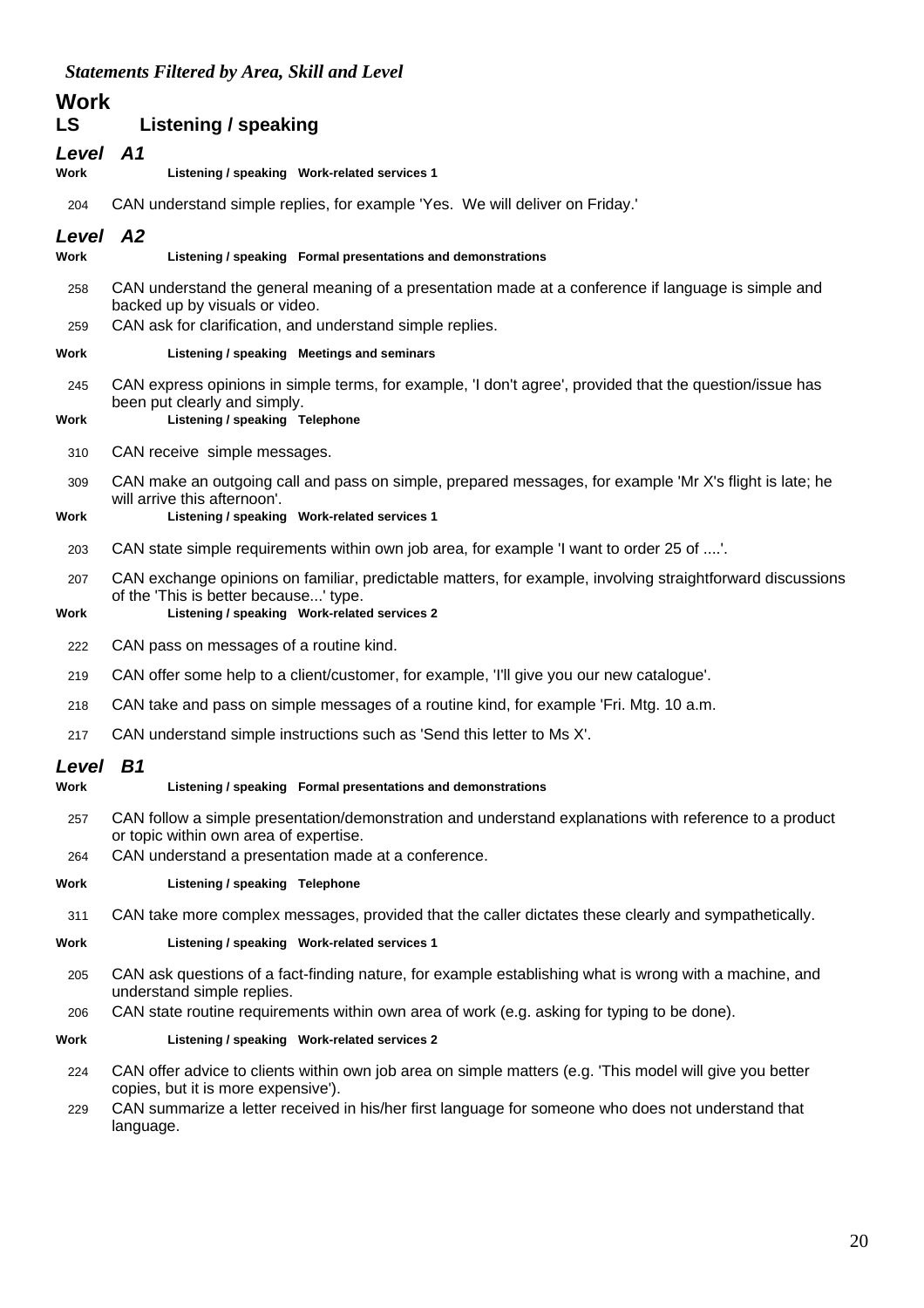*Statements Filtered by Area, Skill and Level*

# Work

## LS Listening / speaking

### *Level A1*

**Work** **Listening / speaking Work-related services 1**

204 CAN understand simple replies, for example 'Yes. We will deliver on Friday.'

### *Level A2*

**Work** **Listening / speaking Formal presentations and demonstrations**

258 CAN understand the general meaning of a presentation made at a conference if language is simple and backed up by visuals or video.

259 CAN ask for clarification, and understand simple replies.

**Work** **Listening / speaking Meetings and seminars**

245 CAN express opinions in simple terms, for example, 'I don't agree', provided that the question/issue has been put clearly and simply.

**Work** **Listening / speaking Telephone**

310 CAN receive simple messages.

309 CAN make an outgoing call and pass on simple, prepared messages, for example 'Mr X's flight is late; he will arrive this afternoon'.

**Work** **Listening / speaking Work-related services 1**

203 CAN state simple requirements within own job area, for example 'I want to order 25 of ....'.

207 CAN exchange opinions on familiar, predictable matters, for example, involving straightforward discussions of the 'This is better because...' type.

**Work** **Listening / speaking Work-related services 2**

222 CAN pass on messages of a routine kind.

219 CAN offer some help to a client/customer, for example, 'I'll give you our new catalogue'.

218 CAN take and pass on simple messages of a routine kind, for example 'Fri. Mtg. 10 a.m.

217 CAN understand simple instructions such as 'Send this letter to Ms X'.

### *Level B1*

**Work** **Listening / speaking Formal presentations and demonstrations**

257 CAN follow a simple presentation/demonstration and understand explanations with reference to a product or topic within own area of expertise.

264 CAN understand a presentation made at a conference.

**Work** **Listening / speaking Telephone**

311 CAN take more complex messages, provided that the caller dictates these clearly and sympathetically.

**Work** **Listening / speaking Work-related services 1**

205 CAN ask questions of a fact-finding nature, for example establishing what is wrong with a machine, and understand simple replies.

206 CAN state routine requirements within own area of work (e.g. asking for typing to be done).

**Work** **Listening / speaking Work-related services 2**

224 CAN offer advice to clients within own job area on simple matters (e.g. 'This model will give you better copies, but it is more expensive').

229 CAN summarize a letter received in his/her first language for someone who does not understand that language.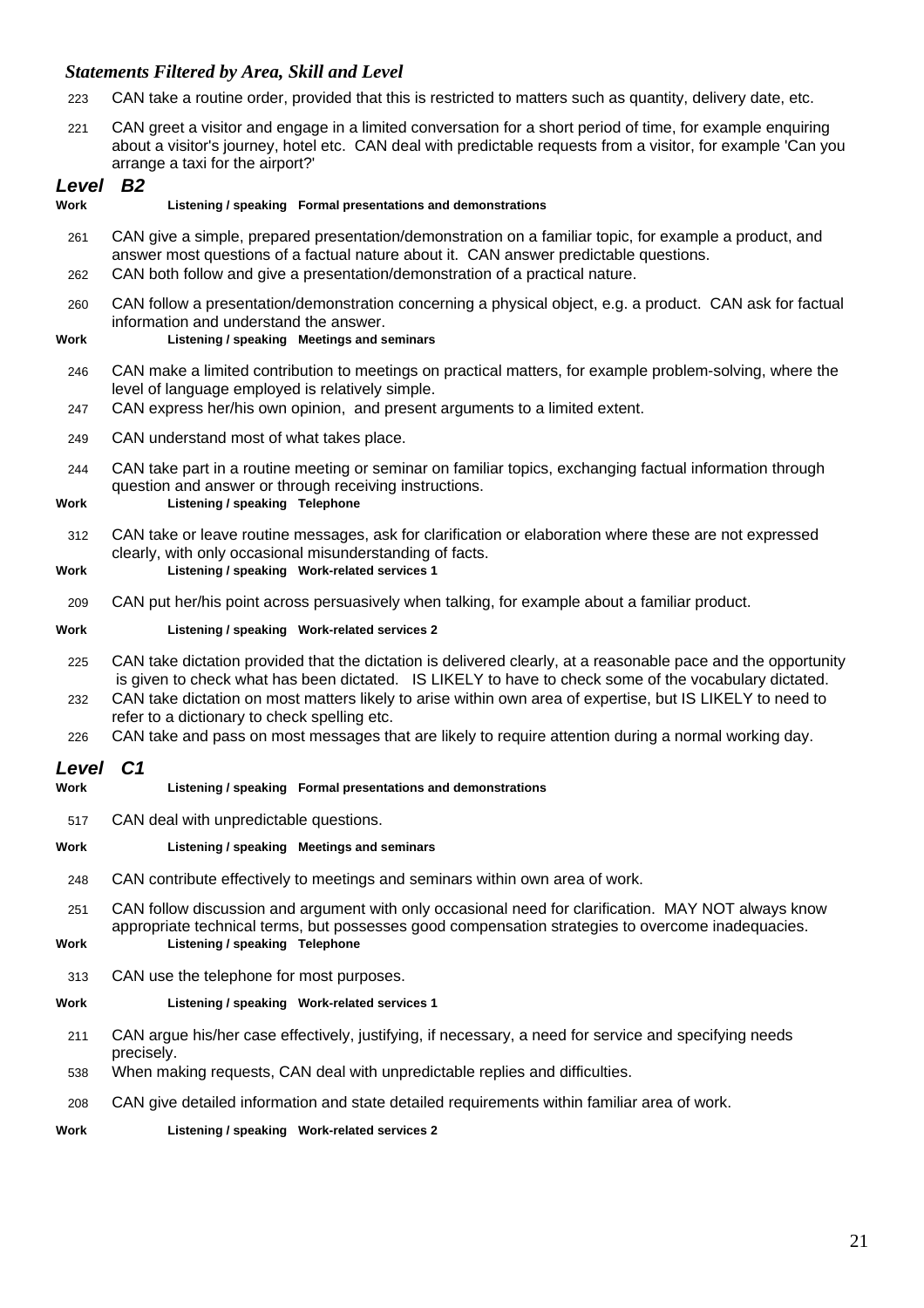### *Statements Filtered by Area, Skill and Level*

223 CAN take a routine order, provided that this is restricted to matters such as quantity, delivery date, etc.

221 CAN greet a visitor and engage in a limited conversation for a short period of time, for example enquiring about a visitor's journey, hotel etc. CAN deal with predictable requests from a visitor, for example 'Can you arrange a taxi for the airport?'

## *Level B2*

**Work** **Listening / speaking Formal presentations and demonstrations**

261 CAN give a simple, prepared presentation/demonstration on a familiar topic, for example a product, and answer most questions of a factual nature about it. CAN answer predictable questions.

262 CAN both follow and give a presentation/demonstration of a practical nature.

260 CAN follow a presentation/demonstration concerning a physical object, e.g. a product. CAN ask for factual information and understand the answer.

**Work** **Listening / speaking Meetings and seminars**

246 CAN make a limited contribution to meetings on practical matters, for example problem-solving, where the level of language employed is relatively simple.

247 CAN express her/his own opinion, and present arguments to a limited extent.

249 CAN understand most of what takes place.

244 CAN take part in a routine meeting or seminar on familiar topics, exchanging factual information through question and answer or through receiving instructions.

**Work** **Listening / speaking Telephone**

312 CAN take or leave routine messages, ask for clarification or elaboration where these are not expressed clearly, with only occasional misunderstanding of facts.

**Work** **Listening / speaking Work-related services 1**

209 CAN put her/his point across persuasively when talking, for example about a familiar product.

**Work** **Listening / speaking Work-related services 2**

225 CAN take dictation provided that the dictation is delivered clearly, at a reasonable pace and the opportunity is given to check what has been dictated. IS LIKELY to have to check some of the vocabulary dictated.

232 CAN take dictation on most matters likely to arise within own area of expertise, but IS LIKELY to need to refer to a dictionary to check spelling etc.

226 CAN take and pass on most messages that are likely to require attention during a normal working day.

## *Level C1*

**Work** **Listening / speaking Formal presentations and demonstrations**

517 CAN deal with unpredictable questions.

**Work** **Listening / speaking Meetings and seminars**

248 CAN contribute effectively to meetings and seminars within own area of work.

251 CAN follow discussion and argument with only occasional need for clarification. MAY NOT always know appropriate technical terms, but possesses good compensation strategies to overcome inadequacies.

**Work** **Listening / speaking Telephone**

313 CAN use the telephone for most purposes.

**Work** **Listening / speaking Work-related services 1**

211 CAN argue his/her case effectively, justifying, if necessary, a need for service and specifying needs precisely.

538 When making requests, CAN deal with unpredictable replies and difficulties.

208 CAN give detailed information and state detailed requirements within familiar area of work.

**Work** **Listening / speaking Work-related services 2**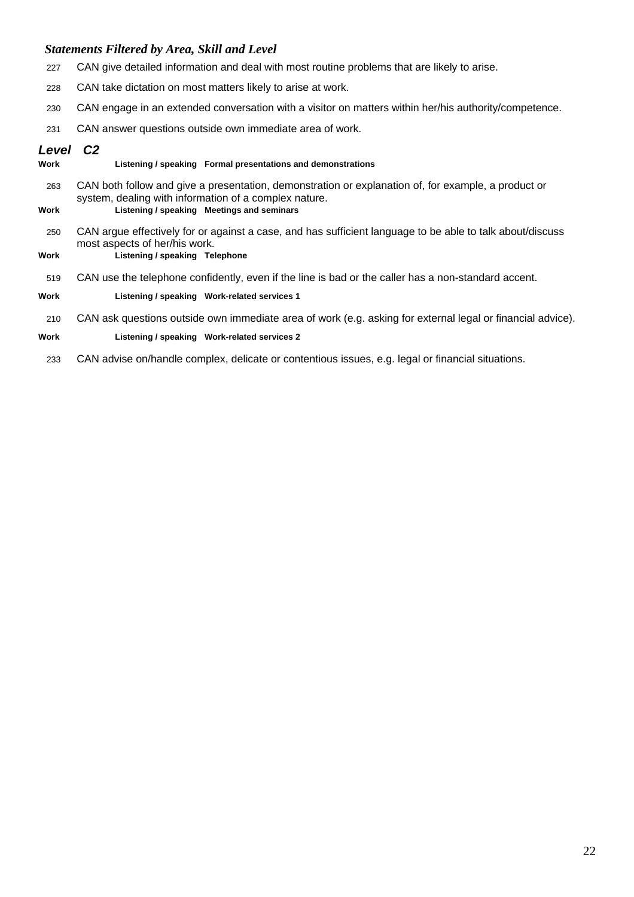*Statements Filtered by Area, Skill and Level*

227 CAN give detailed information and deal with most routine problems that are likely to arise.

228 CAN take dictation on most matters likely to arise at work.

230 CAN engage in an extended conversation with a visitor on matters within her/his authority/competence.

231 CAN answer questions outside own immediate area of work.

## *Level C2*

**Work** **Listening / speaking Formal presentations and demonstrations**

263 CAN both follow and give a presentation, demonstration or explanation of, for example, a product or system, dealing with information of a complex nature.

**Work** **Listening / speaking Meetings and seminars**

250 CAN argue effectively for or against a case, and has sufficient language to be able to talk about/discuss most aspects of her/his work.

**Work** **Listening / speaking Telephone**

519 CAN use the telephone confidently, even if the line is bad or the caller has a non-standard accent.

**Work** **Listening / speaking Work-related services 1**

210 CAN ask questions outside own immediate area of work (e.g. asking for external legal or financial advice).

**Work** **Listening / speaking Work-related services 2**

233 CAN advise on/handle complex, delicate or contentious issues, e.g. legal or financial situations.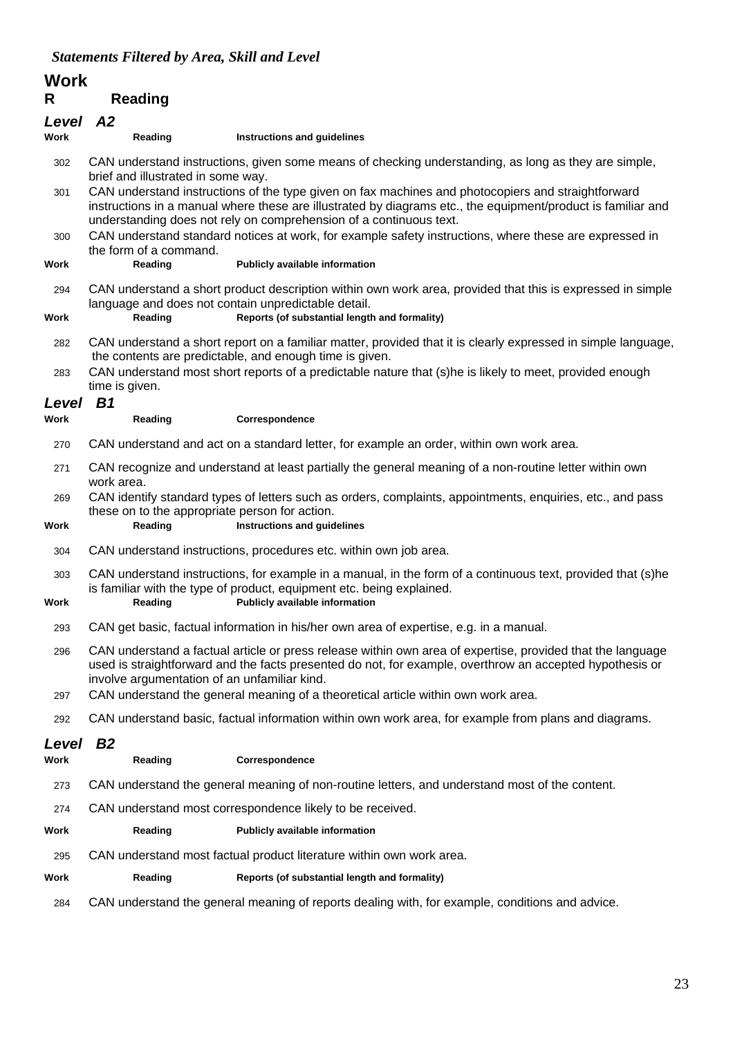*Statements Filtered by Area, Skill and Level*

# Work

## R Reading

### *Level A2*

**Work** **Reading** **Instructions and guidelines**

302 CAN understand instructions, given some means of checking understanding, as long as they are simple, brief and illustrated in some way.

301 CAN understand instructions of the type given on fax machines and photocopiers and straightforward instructions in a manual where these are illustrated by diagrams etc., the equipment/product is familiar and understanding does not rely on comprehension of a continuous text.

300 CAN understand standard notices at work, for example safety instructions, where these are expressed in the form of a command.

**Work** **Reading** **Publicly available information**

294 CAN understand a short product description within own work area, provided that this is expressed in simple language and does not contain unpredictable detail.

**Work** **Reading** **Reports (of substantial length and formality)**

282 CAN understand a short report on a familiar matter, provided that it is clearly expressed in simple language, the contents are predictable, and enough time is given.

283 CAN understand most short reports of a predictable nature that (s)he is likely to meet, provided enough time is given.

### *Level B1*

**Work** **Reading** **Correspondence**

270 CAN understand and act on a standard letter, for example an order, within own work area.

271 CAN recognize and understand at least partially the general meaning of a non-routine letter within own work area.

269 CAN identify standard types of letters such as orders, complaints, appointments, enquiries, etc., and pass these on to the appropriate person for action.

**Work** **Reading** **Instructions and guidelines**

304 CAN understand instructions, procedures etc. within own job area.

303 CAN understand instructions, for example in a manual, in the form of a continuous text, provided that (s)he is familiar with the type of product, equipment etc. being explained.

**Work** **Reading** **Publicly available information**

293 CAN get basic, factual information in his/her own area of expertise, e.g. in a manual.

296 CAN understand a factual article or press release within own area of expertise, provided that the language used is straightforward and the facts presented do not, for example, overthrow an accepted hypothesis or involve argumentation of an unfamiliar kind.

297 CAN understand the general meaning of a theoretical article within own work area.

292 CAN understand basic, factual information within own work area, for example from plans and diagrams.

### *Level B2*

**Work** **Reading** **Correspondence**

273 CAN understand the general meaning of non-routine letters, and understand most of the content.

274 CAN understand most correspondence likely to be received.

**Work** **Reading** **Publicly available information**

295 CAN understand most factual product literature within own work area.

**Work** **Reading** **Reports (of substantial length and formality)**

284 CAN understand the general meaning of reports dealing with, for example, conditions and advice.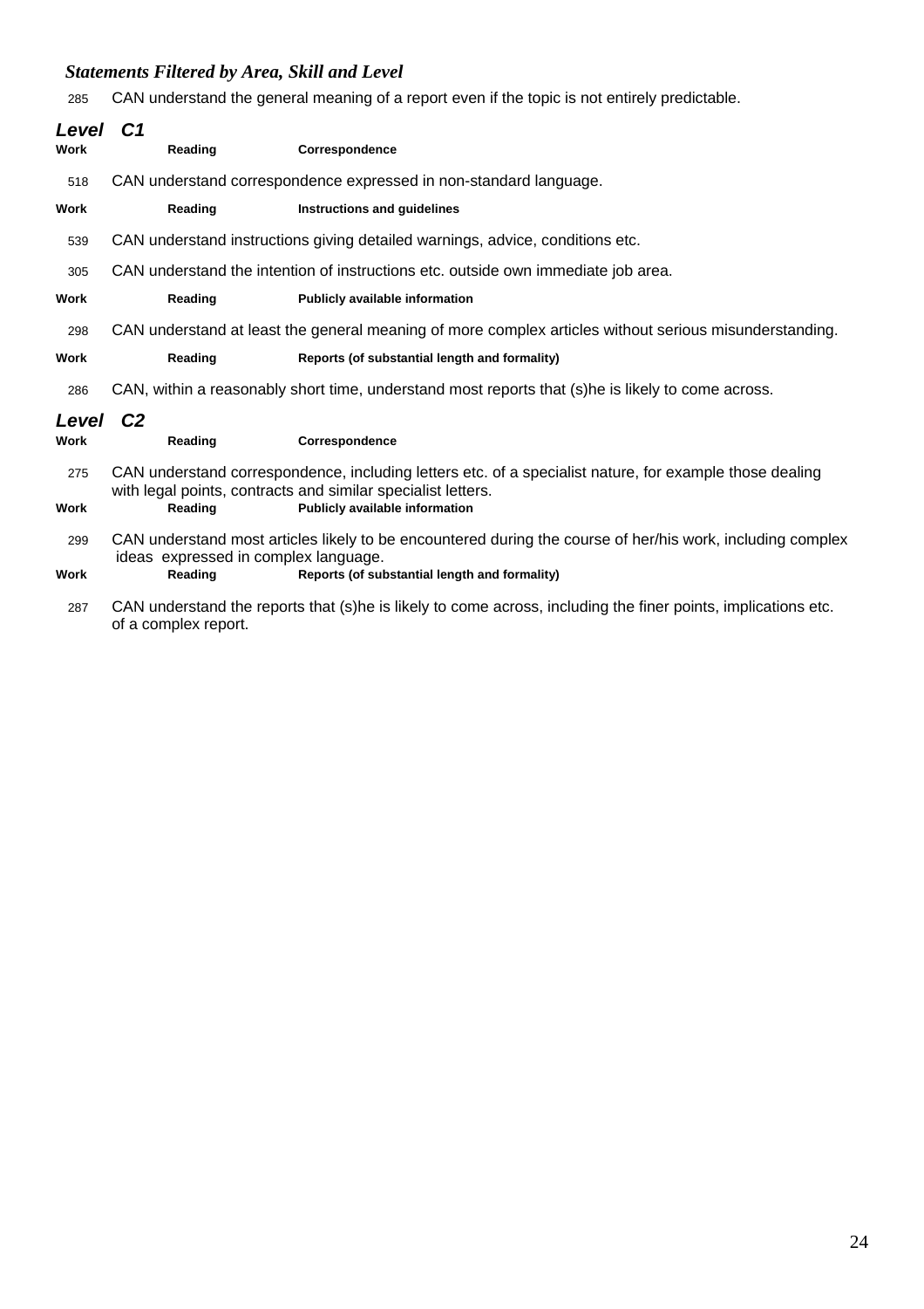*Statements Filtered by Area, Skill and Level*

285 CAN understand the general meaning of a report even if the topic is not entirely predictable.

## *Level C1*

**Work** **Reading** **Correspondence**

518 CAN understand correspondence expressed in non-standard language.

**Work** **Reading** **Instructions and guidelines**

539 CAN understand instructions giving detailed warnings, advice, conditions etc.

305 CAN understand the intention of instructions etc. outside own immediate job area.

**Work** **Reading** **Publicly available information**

298 CAN understand at least the general meaning of more complex articles without serious misunderstanding.

**Work** **Reading** **Reports (of substantial length and formality)**

286 CAN, within a reasonably short time, understand most reports that (s)he is likely to come across.

## *Level C2*

**Work** **Reading** **Correspondence**

275 CAN understand correspondence, including letters etc. of a specialist nature, for example those dealing with legal points, contracts and similar specialist letters.

**Work** **Reading** **Publicly available information**

299 CAN understand most articles likely to be encountered during the course of her/his work, including complex ideas expressed in complex language.

**Work** **Reading** **Reports (of substantial length and formality)**

287 CAN understand the reports that (s)he is likely to come across, including the finer points, implications etc. of a complex report.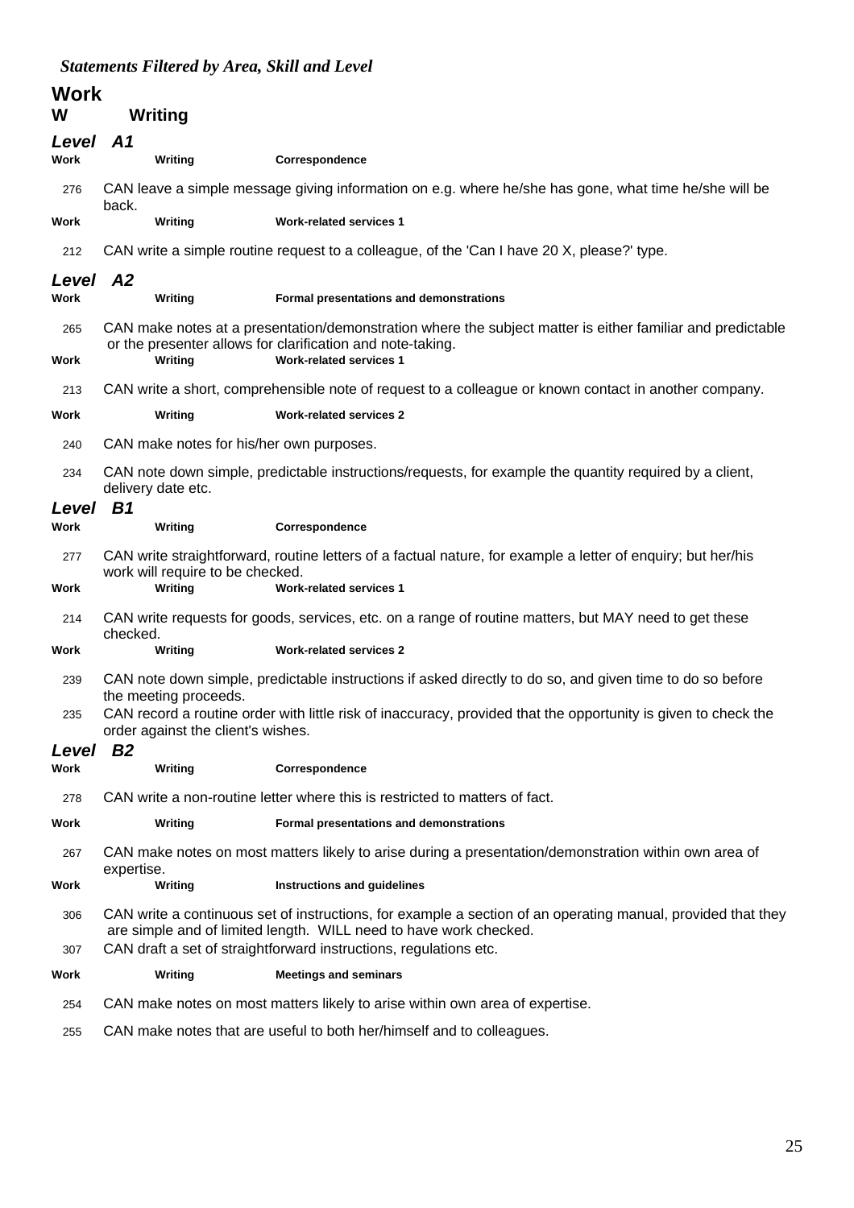*Statements Filtered by Area, Skill and Level*

# Work

## W Writing

### *Level A1*

**Work** **Writing** **Correspondence**

276 CAN leave a simple message giving information on e.g. where he/she has gone, what time he/she will be back.

**Work** **Writing** **Work-related services 1**

212 CAN write a simple routine request to a colleague, of the 'Can I have 20 X, please?' type.

### *Level A2*

**Work** **Writing** **Formal presentations and demonstrations**

265 CAN make notes at a presentation/demonstration where the subject matter is either familiar and predictable or the presenter allows for clarification and note-taking.

**Work** **Writing** **Work-related services 1**

213 CAN write a short, comprehensible note of request to a colleague or known contact in another company.

**Work** **Writing** **Work-related services 2**

240 CAN make notes for his/her own purposes.

234 CAN note down simple, predictable instructions/requests, for example the quantity required by a client, delivery date etc.

### *Level B1*

**Work** **Writing** **Correspondence**

277 CAN write straightforward, routine letters of a factual nature, for example a letter of enquiry; but her/his work will require to be checked.

**Work** **Writing** **Work-related services 1**

214 CAN write requests for goods, services, etc. on a range of routine matters, but MAY need to get these checked.

**Work** **Writing** **Work-related services 2**

239 CAN note down simple, predictable instructions if asked directly to do so, and given time to do so before the meeting proceeds.

235 CAN record a routine order with little risk of inaccuracy, provided that the opportunity is given to check the order against the client's wishes.

### *Level B2*

**Work** **Writing** **Correspondence**

278 CAN write a non-routine letter where this is restricted to matters of fact.

**Work** **Writing** **Formal presentations and demonstrations**

267 CAN make notes on most matters likely to arise during a presentation/demonstration within own area of expertise.

**Work** **Writing** **Instructions and guidelines**

306 CAN write a continuous set of instructions, for example a section of an operating manual, provided that they are simple and of limited length. WILL need to have work checked.

307 CAN draft a set of straightforward instructions, regulations etc.

**Work** **Writing** **Meetings and seminars**

254 CAN make notes on most matters likely to arise within own area of expertise.

255 CAN make notes that are useful to both her/himself and to colleagues.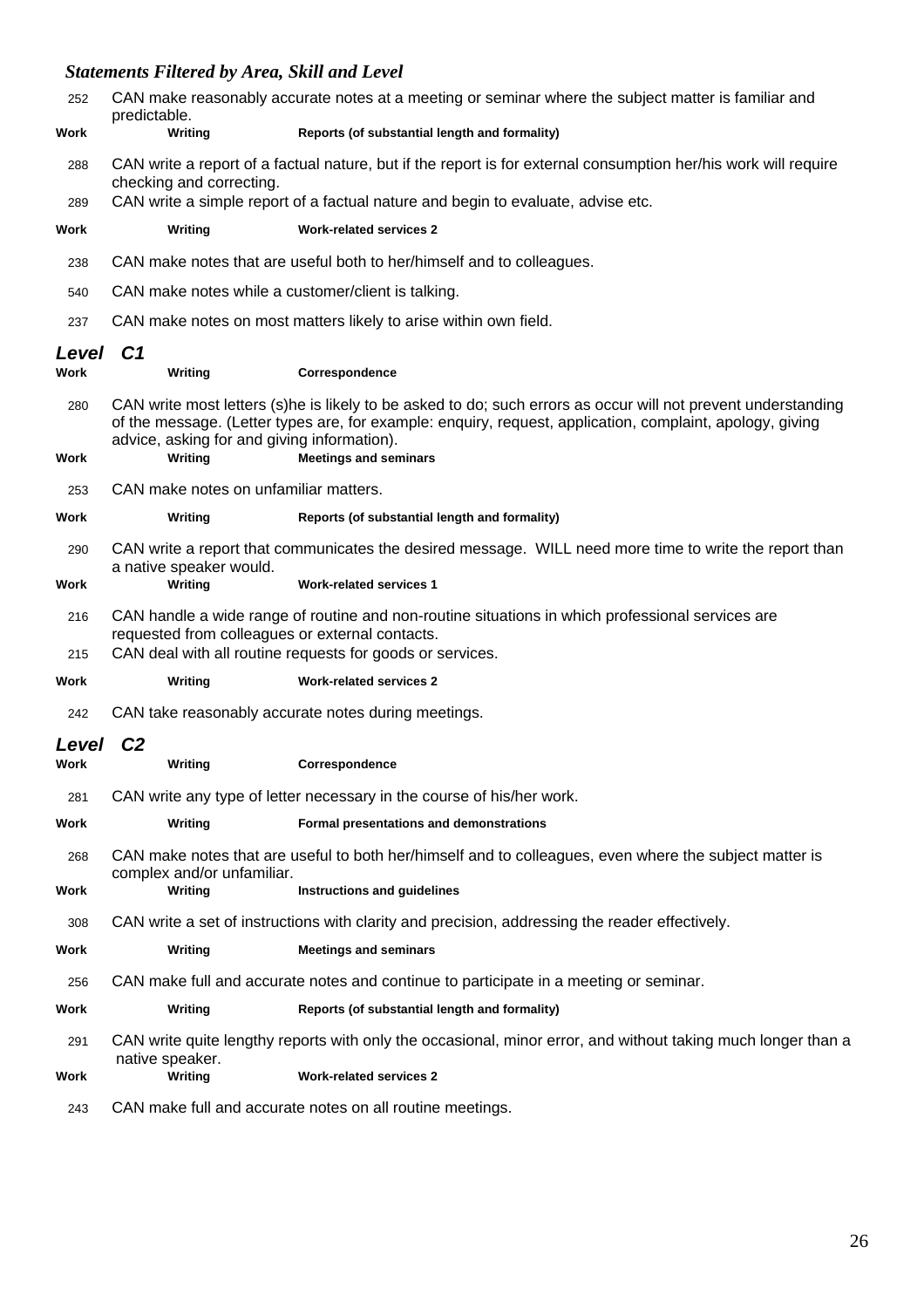*Statements Filtered by Area, Skill and Level*

252 CAN make reasonably accurate notes at a meeting or seminar where the subject matter is familiar and predictable.

**Work** **Writing** **Reports (of substantial length and formality)**

288 CAN write a report of a factual nature, but if the report is for external consumption her/his work will require checking and correcting.

289 CAN write a simple report of a factual nature and begin to evaluate, advise etc.

**Work** **Writing** **Work-related services 2**

238 CAN make notes that are useful both to her/himself and to colleagues.

540 CAN make notes while a customer/client is talking.

237 CAN make notes on most matters likely to arise within own field.

## *Level C1*

**Work** **Writing** **Correspondence**

280 CAN write most letters (s)he is likely to be asked to do; such errors as occur will not prevent understanding of the message. (Letter types are, for example: enquiry, request, application, complaint, apology, giving advice, asking for and giving information).

**Work** **Writing** **Meetings and seminars**

253 CAN make notes on unfamiliar matters.

**Work** **Writing** **Reports (of substantial length and formality)**

290 CAN write a report that communicates the desired message. WILL need more time to write the report than a native speaker would.

**Work** **Writing** **Work-related services 1**

216 CAN handle a wide range of routine and non-routine situations in which professional services are requested from colleagues or external contacts.

215 CAN deal with all routine requests for goods or services.

**Work** **Writing** **Work-related services 2**

242 CAN take reasonably accurate notes during meetings.

## *Level C2*

**Work** **Writing** **Correspondence**

281 CAN write any type of letter necessary in the course of his/her work.

**Work** **Writing** **Formal presentations and demonstrations**

268 CAN make notes that are useful to both her/himself and to colleagues, even where the subject matter is complex and/or unfamiliar.

**Work** **Writing** **Instructions and guidelines**

308 CAN write a set of instructions with clarity and precision, addressing the reader effectively.

**Work** **Writing** **Meetings and seminars**

256 CAN make full and accurate notes and continue to participate in a meeting or seminar.

**Work** **Writing** **Reports (of substantial length and formality)**

291 CAN write quite lengthy reports with only the occasional, minor error, and without taking much longer than a native speaker.

**Work** **Writing** **Work-related services 2**

243 CAN make full and accurate notes on all routine meetings.